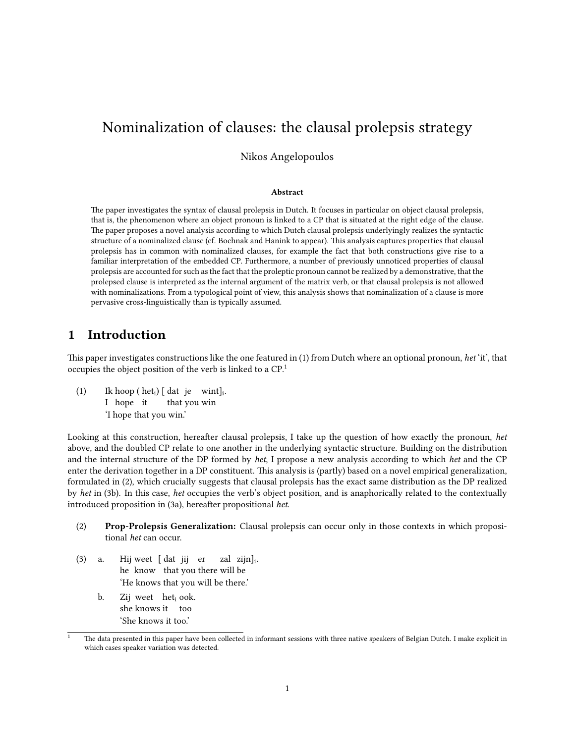# Nominalization of clauses: the clausal prolepsis strategy

Nikos Angelopoulos

**Abstract**

The paper investigates the syntax of clausal prolepsis in Dutch. It focuses in particular on object clausal prolepsis, that is, the phenomenon where an object pronoun is linked to a CP that is situated at the right edge of the clause. The paper proposes a novel analysis according to which Dutch clausal prolepsis underlyingly realizes the syntactic structure of a nominalized clause (cf. Bochnak and Hanink to appear). This analysis captures properties that clausal prolepsis has in common with nominalized clauses, for example the fact that both constructions give rise to a familiar interpretation of the embedded CP. Furthermore, a number of previously unnoticed properties of clausal prolepsis are accounted for such as the fact that the proleptic pronoun cannot be realized by a demonstrative, that the prolepsed clause is interpreted as the internal argument of the matrix verb, or that clausal prolepsis is not allowed with nominalizations. From a typological point of view, this analysis shows that nominalization of a clause is more pervasive cross-linguistically than is typically assumed.

## 1 Introduction

This paper investigates constructions like the one featured in (1) from Dutch where an optional pronoun, *het* 'it', that occupies the object position of the verb is linked to a CP.[1]

(1) Ik hoop ( $het_i$) [ dat je wint]$_i$.
I hope it that you win
'I hope that you win.'

Looking at this construction, hereafter clausal prolepsis, I take up the question of how exactly the pronoun, *het* above, and the doubled CP relate to one another in the underlying syntactic structure. Building on the distribution and the internal structure of the DP formed by *het*, I propose a new analysis according to which *het* and the CP enter the derivation together in a DP constituent. This analysis is (partly) based on a novel empirical generalization, formulated in (2), which crucially suggests that clausal prolepsis has the exact same distribution as the DP realized by *het* in (3b). In this case, *het* occupies the verb's object position, and is anaphorically related to the contextually introduced proposition in (3a), hereafter propositional *het*.

(2) **Prop-Prolepsis Generalization:** Clausal prolepsis can occur only in those contexts in which propositional *het* can occur.

(3) a. Hij weet [ dat jij er zal zijn]$_i$.
he know that you there will be
'He knows that you will be there.'

b. Zij weet $het_i$ ook.
she knows it too
'She knows it too.'

[1] The data presented in this paper have been collected in informant sessions with three native speakers of Belgian Dutch. I make explicit in which cases speaker variation was detected.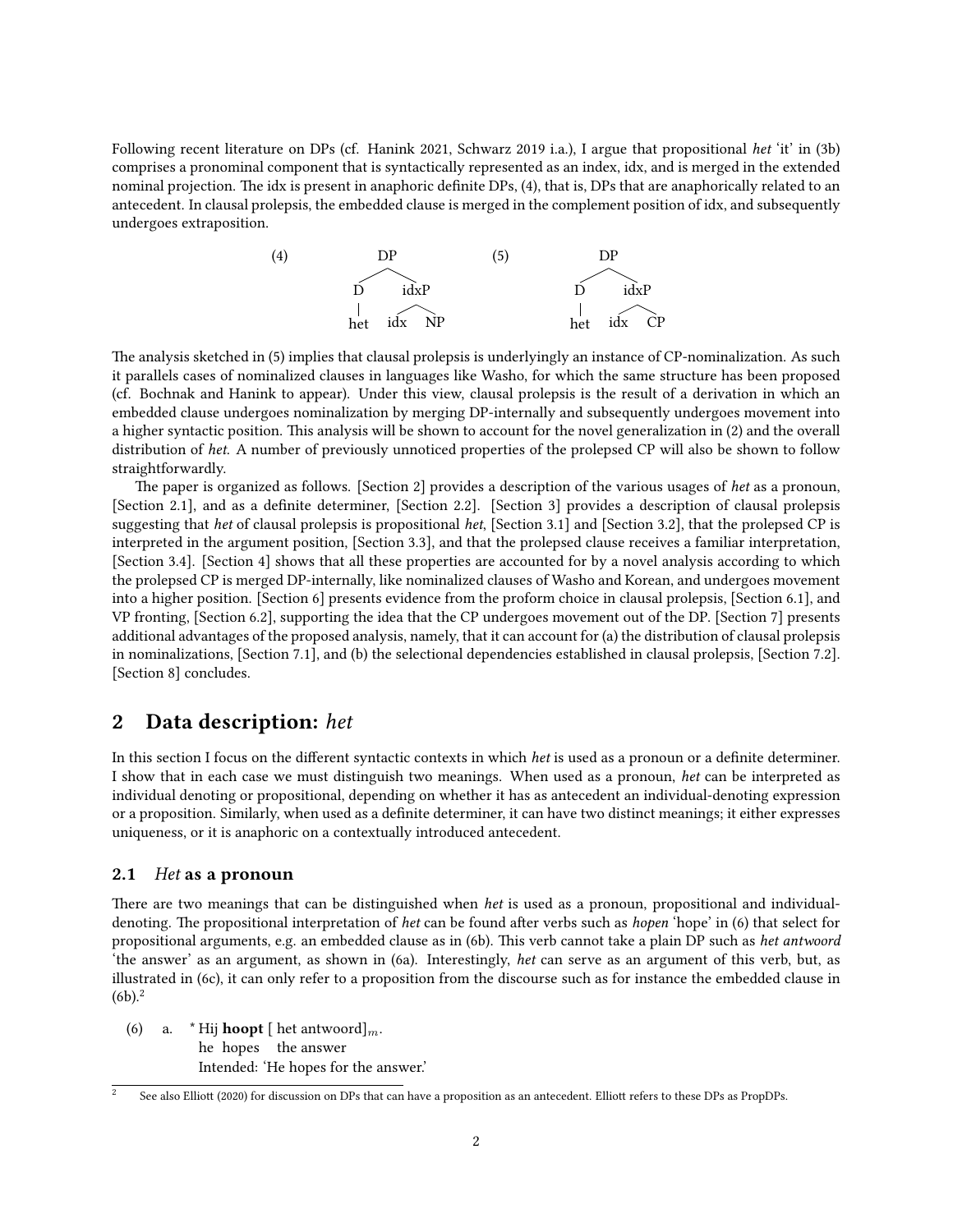Following recent literature on DPs (cf. Hanink 2021, Schwarz 2019 i.a.), I argue that propositional *het* 'it' in (3b) comprises a pronominal component that is syntactically represented as an index, idx, and is merged in the extended nominal projection. The idx is present in anaphoric definite DPs, (4), that is, DPs that are anaphorically related to an antecedent. In clausal prolepsis, the embedded clause is merged in the complement position of idx, and subsequently undergoes extraposition.

(4) [DP [D het] [idxP idx NP]]

(5) [DP [D het] [idxP idx CP]]

The analysis sketched in (5) implies that clausal prolepsis is underlyingly an instance of CP-nominalization. As such it parallels cases of nominalized clauses in languages like Washo, for which the same structure has been proposed (cf. Bochnak and Hanink to appear). Under this view, clausal prolepsis is the result of a derivation in which an embedded clause undergoes nominalization by merging DP-internally and subsequently undergoes movement into a higher syntactic position. This analysis will be shown to account for the novel generalization in (2) and the overall distribution of *het*. A number of previously unnoticed properties of the prolepsed CP will also be shown to follow straightforwardly.

The paper is organized as follows. [Section 2] provides a description of the various usages of *het* as a pronoun, [Section 2.1], and as a definite determiner, [Section 2.2]. [Section 3] provides a description of clausal prolepsis suggesting that *het* of clausal prolepsis is propositional *het*, [Section 3.1] and [Section 3.2], that the prolepsed CP is interpreted in the argument position, [Section 3.3], and that the prolepsed clause receives a familiar interpretation, [Section 3.4]. [Section 4] shows that all these properties are accounted for by a novel analysis according to which the prolepsed CP is merged DP-internally, like nominalized clauses of Washo and Korean, and undergoes movement into a higher position. [Section 6] presents evidence from the proform choice in clausal prolepsis, [Section 6.1], and VP fronting, [Section 6.2], supporting the idea that the CP undergoes movement out of the DP. [Section 7] presents additional advantages of the proposed analysis, namely, that it can account for (a) the distribution of clausal prolepsis in nominalizations, [Section 7.1], and (b) the selectional dependencies established in clausal prolepsis, [Section 7.2]. [Section 8] concludes.

## 2 Data description: *het*

In this section I focus on the different syntactic contexts in which *het* is used as a pronoun or a definite determiner. I show that in each case we must distinguish two meanings. When used as a pronoun, *het* can be interpreted as individual denoting or propositional, depending on whether it has as antecedent an individual-denoting expression or a proposition. Similarly, when used as a definite determiner, it can have two distinct meanings; it either expresses uniqueness, or it is anaphoric on a contextually introduced antecedent.

### 2.1 *Het* as a pronoun

There are two meanings that can be distinguished when *het* is used as a pronoun, propositional and individual-denoting. The propositional interpretation of *het* can be found after verbs such as *hopen* 'hope' in (6) that select for propositional arguments, e.g. an embedded clause as in (6b). This verb cannot take a plain DP such as *het antwoord* 'the answer' as an argument, as shown in (6a). Interestingly, *het* can serve as an argument of this verb, but, as illustrated in (6c), it can only refer to a proposition from the discourse such as for instance the embedded clause in (6b).[2]

(6) a. * Hij **hoopt** [ het antwoord]$_m$.
he hopes the answer
Intended: 'He hopes for the answer.'

[2] See also Elliott (2020) for discussion on DPs that can have a proposition as an antecedent. Elliott refers to these DPs as PropDPs.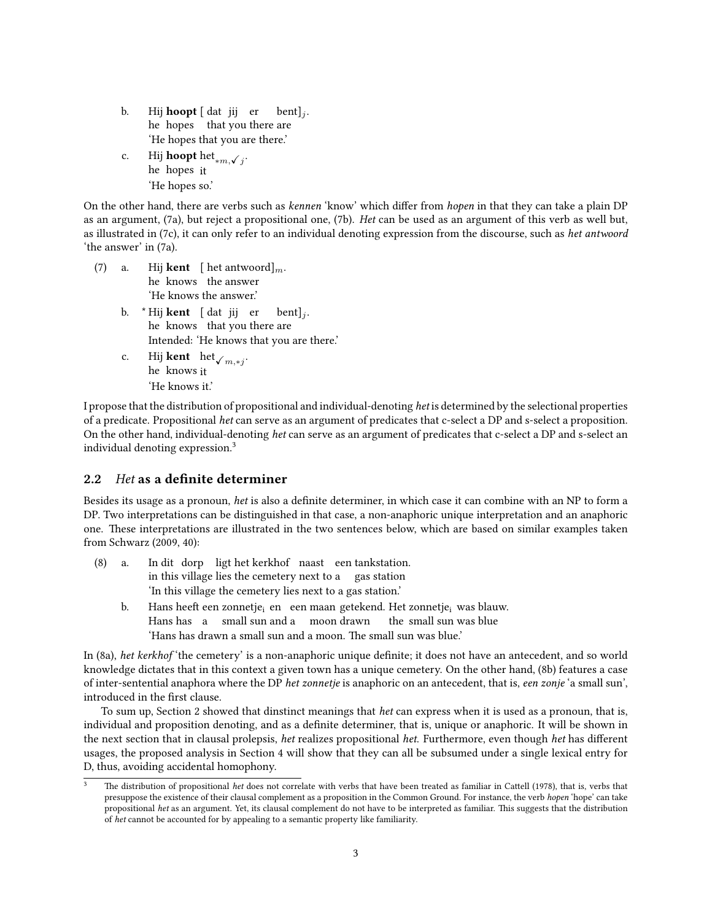b. Hij **hoopt** [ dat jij er bent]$_j$.
he hopes that you there are
'He hopes that you are there.'

c. Hij **hoopt** het$_{*m,\checkmark j}$.
he hopes it
'He hopes so.'

On the other hand, there are verbs such as *kennen* 'know' which differ from *hopen* in that they can take a plain DP as an argument, (7a), but reject a propositional one, (7b). *Het* can be used as an argument of this verb as well but, as illustrated in (7c), it can only refer to an individual denoting expression from the discourse, such as *het antwoord* 'the answer' in (7a).

(7) a. Hij **kent** [ het antwoord]$_m$.
he knows the answer
'He knows the answer.'

b. * Hij **kent** [ dat jij er bent]$_j$.
he knows that you there are
Intended: 'He knows that you are there.'

c. Hij **kent** het$_{\checkmark m,*j}$.
he knows it
'He knows it.'

I propose that the distribution of propositional and individual-denoting *het* is determined by the selectional properties of a predicate. Propositional *het* can serve as an argument of predicates that c-select a DP and s-select a proposition. On the other hand, individual-denoting *het* can serve as an argument of predicates that c-select a DP and s-select an individual denoting expression.[3]

## 2.2 *Het* as a definite determiner

Besides its usage as a pronoun, *het* is also a definite determiner, in which case it can combine with an NP to form a DP. Two interpretations can be distinguished in that case, a non-anaphoric unique interpretation and an anaphoric one. These interpretations are illustrated in the two sentences below, which are based on similar examples taken from Schwarz (2009, 40):

(8) a. In dit dorp ligt het kerkhof naast een tankstation.
in this village lies the cemetery next to a gas station
'In this village the cemetery lies next to a gas station.'

b. Hans heeft een zonnetje$_i$ en een maan getekend. Het zonnetje$_i$ was blauw.
Hans has a small sun and a moon drawn the small sun was blue
'Hans has drawn a small sun and a moon. The small sun was blue.'

In (8a), *het kerkhof* 'the cemetery' is a non-anaphoric unique definite; it does not have an antecedent, and so world knowledge dictates that in this context a given town has a unique cemetery. On the other hand, (8b) features a case of inter-sentential anaphora where the DP *het zonnetje* is anaphoric on an antecedent, that is, *een zonje* 'a small sun', introduced in the first clause.

To sum up, Section 2 showed that dinstinct meanings that *het* can express when it is used as a pronoun, that is, individual and proposition denoting, and as a definite determiner, that is, unique or anaphoric. It will be shown in the next section that in clausal prolepsis, *het* realizes propositional *het*. Furthermore, even though *het* has different usages, the proposed analysis in Section 4 will show that they can all be subsumed under a single lexical entry for D, thus, avoiding accidental homophony.

[3] The distribution of propositional *het* does not correlate with verbs that have been treated as familiar in Cattell (1978), that is, verbs that presuppose the existence of their clausal complement as a proposition in the Common Ground. For instance, the verb *hopen* 'hope' can take propositional *het* as an argument. Yet, its clausal complement do not have to be interpreted as familiar. This suggests that the distribution of *het* cannot be accounted for by appealing to a semantic property like familiarity.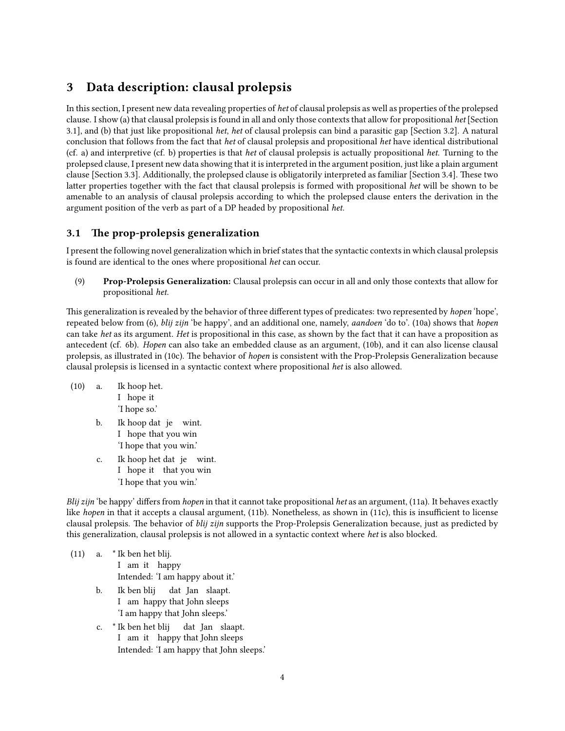## 3 Data description: clausal prolepsis

In this section, I present new data revealing properties of *het* of clausal prolepsis as well as properties of the prolepsed clause. I show (a) that clausal prolepsis is found in all and only those contexts that allow for propositional *het* [Section 3.1], and (b) that just like propositional *het*, *het* of clausal prolepsis can bind a parasitic gap [Section 3.2]. A natural conclusion that follows from the fact that *het* of clausal prolepsis and propositional *het* have identical distributional (cf. a) and interpretive (cf. b) properties is that *het* of clausal prolepsis is actually propositional *het*. Turning to the prolepsed clause, I present new data showing that it is interpreted in the argument position, just like a plain argument clause [Section 3.3]. Additionally, the prolepsed clause is obligatorily interpreted as familiar [Section 3.4]. These two latter properties together with the fact that clausal prolepsis is formed with propositional *het* will be shown to be amenable to an analysis of clausal prolepsis according to which the prolepsed clause enters the derivation in the argument position of the verb as part of a DP headed by propositional *het*.

### 3.1 The prop-prolepsis generalization

I present the following novel generalization which in brief states that the syntactic contexts in which clausal prolepsis is found are identical to the ones where propositional *het* can occur.

(9) **Prop-Prolepsis Generalization:** Clausal prolepsis can occur in all and only those contexts that allow for propositional *het*.

This generalization is revealed by the behavior of three different types of predicates: two represented by *hopen* 'hope', repeated below from (6), *blij zijn* 'be happy', and an additional one, namely, *aandoen* 'do to'. (10a) shows that *hopen* can take *het* as its argument. *Het* is propositional in this case, as shown by the fact that it can have a proposition as antecedent (cf. 6b). *Hopen* can also take an embedded clause as an argument, (10b), and it can also license clausal prolepsis, as illustrated in (10c). The behavior of *hopen* is consistent with the Prop-Prolepsis Generalization because clausal prolepsis is licensed in a syntactic context where propositional *het* is also allowed.

(10) a. Ik hoop het.
I hope it
'I hope so.'

b. Ik hoop dat je wint.
I hope that you win
'I hope that you win.'

c. Ik hoop het dat je wint.
I hope it that you win
'I hope that you win.'

*Blij zijn* 'be happy' differs from *hopen* in that it cannot take propositional *het* as an argument, (11a). It behaves exactly like *hopen* in that it accepts a clausal argument, (11b). Nonetheless, as shown in (11c), this is insufficient to license clausal prolepsis. The behavior of *blij zijn* supports the Prop-Prolepsis Generalization because, just as predicted by this generalization, clausal prolepsis is not allowed in a syntactic context where *het* is also blocked.

(11) a. * Ik ben het blij.
I am it happy
Intended: 'I am happy about it.'

b. Ik ben blij dat Jan slaapt.
I am happy that John sleeps
'I am happy that John sleeps.'

c. * Ik ben het blij dat Jan slaapt.
I am it happy that John sleeps
Intended: 'I am happy that John sleeps.'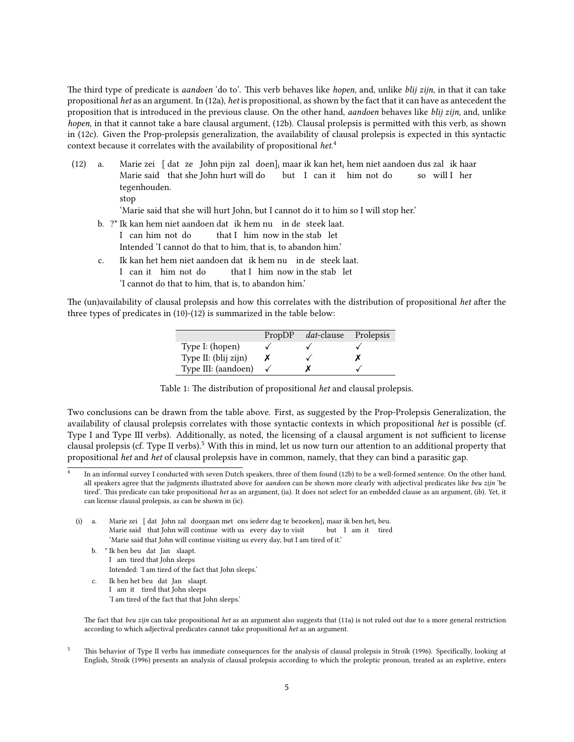The third type of predicate is *aandoen* 'do to'. This verb behaves like *hopen*, and, unlike *blij zijn*, in that it can take propositional *het* as an argument. In (12a), *het* is propositional, as shown by the fact that it can have as antecedent the proposition that is introduced in the previous clause. On the other hand, *aandoen* behaves like *blij zijn*, and, unlike *hopen*, in that it cannot take a bare clausal argument, (12b). Clausal prolepsis is permitted with this verb, as shown in (12c). Given the Prop-prolepsis generalization, the availability of clausal prolepsis is expected in this syntactic context because it correlates with the availability of propositional *het*.[4]

(12) a. Marie zei [ dat ze John pijn zal doen]$_i$ maar ik kan het$_i$ hem niet aandoen dus zal ik haar tegenhouden.
Marie said that she John hurt will do but I can it him not do so will I her stop
'Marie said that she will hurt John, but I cannot do it to him so I will stop her.'

b. ?* Ik kan hem niet aandoen dat ik hem nu in de steek laat.
I can him not do that I him now in the stab let
Intended 'I cannot do that to him, that is, to abandon him.'

c. Ik kan het hem niet aandoen dat ik hem nu in de steek laat.
I can it him not do that I him now in the stab let
'I cannot do that to him, that is, to abandon him.'

The (un)availability of clausal prolepsis and how this correlates with the distribution of propositional *het* after the three types of predicates in (10)-(12) is summarized in the table below:

| | PropDP | *dat*-clause | Prolepsis |
|---|---|---|---|
| Type I: (hopen) | ✓ | ✓ | ✓ |
| Type II: (blij zijn) | ✗ | ✓ | ✗ |
| Type III: (aandoen) | ✓ | ✗ | ✓ |

Table 1: The distribution of propositional *het* and clausal prolepsis.

Two conclusions can be drawn from the table above. First, as suggested by the Prop-Prolepsis Generalization, the availability of clausal prolepsis correlates with those syntactic contexts in which propositional *het* is possible (cf. Type I and Type III verbs). Additionally, as noted, the licensing of a clausal argument is not sufficient to license clausal prolepsis (cf. Type II verbs).[5] With this in mind, let us now turn our attention to an additional property that propositional *het* and *het* of clausal prolepsis have in common, namely, that they can bind a parasitic gap.

[4] In an informal survey I conducted with seven Dutch speakers, three of them found (12b) to be a well-formed sentence. On the other hand, all speakers agree that the judgments illustrated above for *aandoen* can be shown more clearly with adjectival predicates like *beu zijn* 'be tired'. This predicate can take propositional *het* as an argument, (ia). It does not select for an embedded clause as an argument, (ib). Yet, it can license clausal prolepsis, as can be shown in (ic).

(i) a. Marie zei [ dat John zal doorgaan met ons iedere dag te bezoeken]$_i$ maar ik ben het$_i$ beu.
Marie said that John will continue with us every day to visit but I am it tired
'Marie said that John will continue visiting us every day, but I am tired of it.'

b. * Ik ben beu dat Jan slaapt.
I am tired that John sleeps
Intended: 'I am tired of the fact that John sleeps.'

c. Ik ben het beu dat Jan slaapt.
I am it tired that John sleeps
'I am tired of the fact that that John sleeps.'

The fact that *beu zijn* can take propositional *het* as an argument also suggests that (11a) is not ruled out due to a more general restriction according to which adjectival predicates cannot take propositional *het* as an argument.

[5] This behavior of Type II verbs has immediate consequences for the analysis of clausal prolepsis in Stroik (1996). Specifically, looking at English, Stroik (1996) presents an analysis of clausal prolepsis according to which the proleptic pronoun, treated as an expletive, enters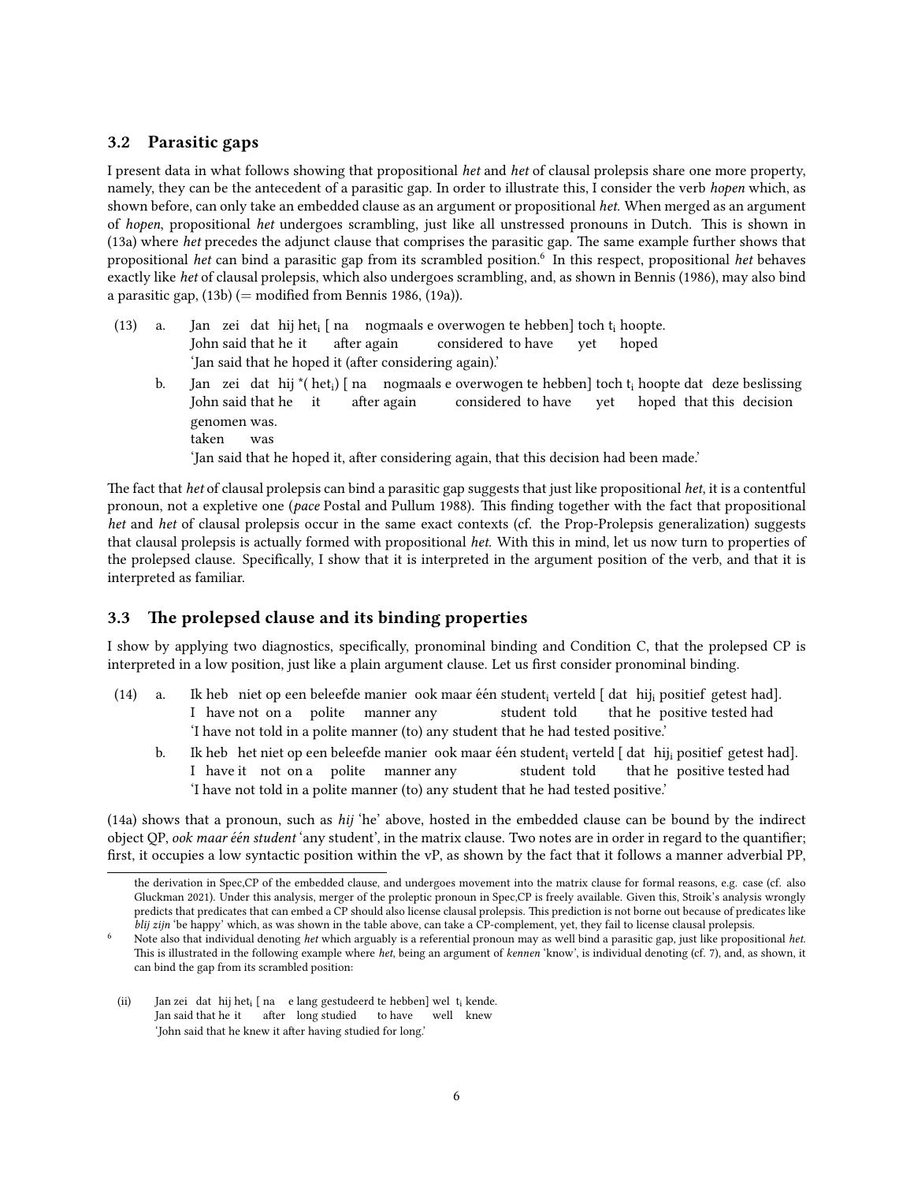### 3.2 Parasitic gaps

I present data in what follows showing that propositional *het* and *het* of clausal prolepsis share one more property, namely, they can be the antecedent of a parasitic gap. In order to illustrate this, I consider the verb *hopen* which, as shown before, can only take an embedded clause as an argument or propositional *het*. When merged as an argument of *hopen*, propositional *het* undergoes scrambling, just like all unstressed pronouns in Dutch. This is shown in (13a) where *het* precedes the adjunct clause that comprises the parasitic gap. The same example further shows that propositional *het* can bind a parasitic gap from its scrambled position.[6] In this respect, propositional *het* behaves exactly like *het* of clausal prolepsis, which also undergoes scrambling, and, as shown in Bennis (1986), may also bind a parasitic gap, (13b) (= modified from Bennis 1986, (19a)).

(13) a. Jan zei dat hij het$_i$ [ na nogmaals e overwogen te hebben] toch t$_i$ hoopte.
John said that he it after again considered to have yet hoped
'Jan said that he hoped it (after considering again).'

b. Jan zei dat hij *( het$_i$) [ na nogmaals e overwogen te hebben] toch t$_i$ hoopte dat deze beslissing genomen was.
John said that he it after again considered to have yet hoped that this decision taken was
'Jan said that he hoped it, after considering again, that this decision had been made.'

The fact that *het* of clausal prolepsis can bind a parasitic gap suggests that just like propositional *het*, it is a contentful pronoun, not a expletive one (*pace* Postal and Pullum 1988). This finding together with the fact that propositional *het* and *het* of clausal prolepsis occur in the same exact contexts (cf. the Prop-Prolepsis generalization) suggests that clausal prolepsis is actually formed with propositional *het*. With this in mind, let us now turn to properties of the prolepsed clause. Specifically, I show that it is interpreted in the argument position of the verb, and that it is interpreted as familiar.

### 3.3 The prolepsed clause and its binding properties

I show by applying two diagnostics, specifically, pronominal binding and Condition C, that the prolepsed CP is interpreted in a low position, just like a plain argument clause. Let us first consider pronominal binding.

(14) a. Ik heb niet op een beleefde manier ook maar één student$_i$ verteld [ dat hij$_i$ positief getest had].
I have not on a polite manner any student told that he positive tested had
'I have not told in a polite manner (to) any student that he had tested positive.'

b. Ik heb het niet op een beleefde manier ook maar één student$_i$ verteld [ dat hij$_i$ positief getest had].
I have it not on a polite manner any student told that he positive tested had
'I have not told in a polite manner (to) any student that he had tested positive.'

(14a) shows that a pronoun, such as *hij* 'he' above, hosted in the embedded clause can be bound by the indirect object QP, *ook maar één student* 'any student', in the matrix clause. Two notes are in order in regard to the quantifier; first, it occupies a low syntactic position within the vP, as shown by the fact that it follows a manner adverbial PP,

---

the derivation in Spec,CP of the embedded clause, and undergoes movement into the matrix clause for formal reasons, e.g. case (cf. also Gluckman 2021). Under this analysis, merger of the proleptic pronoun in Spec,CP is freely available. Given this, Stroik's analysis wrongly predicts that predicates that can embed a CP should also license clausal prolepsis. This prediction is not borne out because of predicates like *blij zijn* 'be happy' which, as was shown in the table above, can take a CP-complement, yet, they fail to license clausal prolepsis.

[6] Note also that individual denoting *het* which arguably is a referential pronoun may as well bind a parasitic gap, just like propositional *het*. This is illustrated in the following example where *het*, being an argument of *kennen* 'know', is individual denoting (cf. 7), and, as shown, it can bind the gap from its scrambled position:

(ii) Jan zei dat hij het$_i$ [ na e lang gestudeerd te hebben] wel t$_i$ kende.
Jan said that he it after long studied to have well knew
'John said that he knew it after having studied for long.'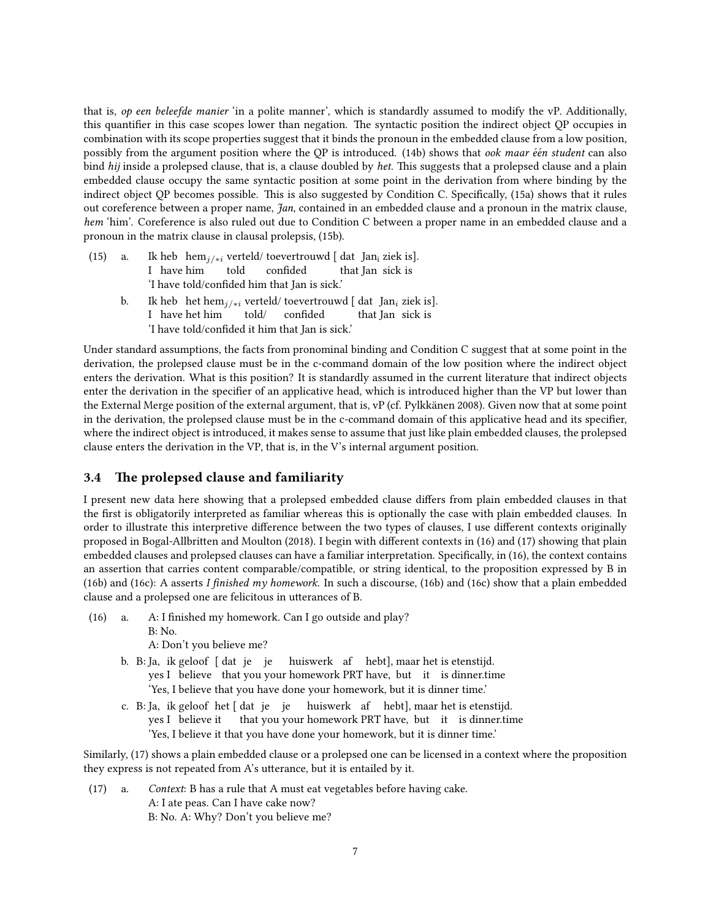that is, *op een beleefde manier* 'in a polite manner', which is standardly assumed to modify the vP. Additionally, this quantifier in this case scopes lower than negation. The syntactic position the indirect object QP occupies in combination with its scope properties suggest that it binds the pronoun in the embedded clause from a low position, possibly from the argument position where the QP is introduced. (14b) shows that *ook maar één student* can also bind *hij* inside a prolepsed clause, that is, a clause doubled by *het*. This suggests that a prolepsed clause and a plain embedded clause occupy the same syntactic position at some point in the derivation from where binding by the indirect object QP becomes possible. This is also suggested by Condition C. Specifically, (15a) shows that it rules out coreference between a proper name, *Jan*, contained in an embedded clause and a pronoun in the matrix clause, *hem* 'him'. Coreference is also ruled out due to Condition C between a proper name in an embedded clause and a pronoun in the matrix clause in clausal prolepsis, (15b).

(15) a. Ik heb hem$_{j/*i}$ verteld/ toevertrouwd [ dat Jan$_i$ ziek is].
I have him told confided that Jan sick is
'I have told/confided him that Jan is sick.'

b. Ik heb het hem$_{j/*i}$ verteld/ toevertrouwd [ dat Jan$_i$ ziek is].
I have het him told/ confided that Jan sick is
'I have told/confided it him that Jan is sick.'

Under standard assumptions, the facts from pronominal binding and Condition C suggest that at some point in the derivation, the prolepsed clause must be in the c-command domain of the low position where the indirect object enters the derivation. What is this position? It is standardly assumed in the current literature that indirect objects enter the derivation in the specifier of an applicative head, which is introduced higher than the VP but lower than the External Merge position of the external argument, that is, vP (cf. Pylkkänen 2008). Given now that at some point in the derivation, the prolepsed clause must be in the c-command domain of this applicative head and its specifier, where the indirect object is introduced, it makes sense to assume that just like plain embedded clauses, the prolepsed clause enters the derivation in the VP, that is, in the V's internal argument position.

### 3.4 The prolepsed clause and familiarity

I present new data here showing that a prolepsed embedded clause differs from plain embedded clauses in that the first is obligatorily interpreted as familiar whereas this is optionally the case with plain embedded clauses. In order to illustrate this interpretive difference between the two types of clauses, I use different contexts originally proposed in Bogal-Allbritten and Moulton (2018). I begin with different contexts in (16) and (17) showing that plain embedded clauses and prolepsed clauses can have a familiar interpretation. Specifically, in (16), the context contains an assertion that carries content comparable/compatible, or string identical, to the proposition expressed by B in (16b) and (16c): A asserts *I finished my homework*. In such a discourse, (16b) and (16c) show that a plain embedded clause and a prolepsed one are felicitous in utterances of B.

(16) a. A: I finished my homework. Can I go outside and play?
B: No.
A: Don't you believe me?

b. B: Ja, ik geloof [ dat je je huiswerk af hebt], maar het is etenstijd.
yes I believe that you your homework PRT have, but it is dinner.time
'Yes, I believe that you have done your homework, but it is dinner time.'

c. B: Ja, ik geloof het [ dat je je huiswerk af hebt], maar het is etenstijd.
yes I believe it that you your homework PRT have, but it is dinner.time
'Yes, I believe it that you have done your homework, but it is dinner time.'

Similarly, (17) shows a plain embedded clause or a prolepsed one can be licensed in a context where the proposition they express is not repeated from A's utterance, but it is entailed by it.

(17) a. *Context*: B has a rule that A must eat vegetables before having cake.
A: I ate peas. Can I have cake now?
B: No. A: Why? Don't you believe me?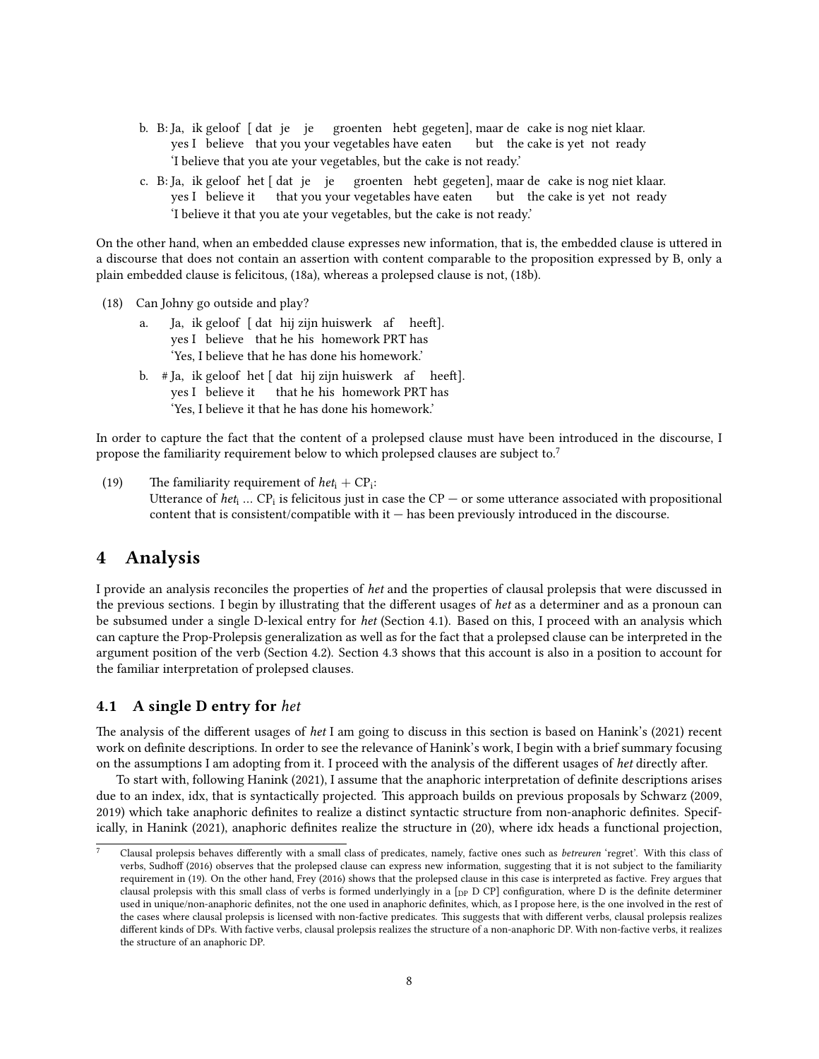b. B: Ja, ik geloof [ dat je je groenten hebt gegeten], maar de cake is nog niet klaar.
   yes I believe that you your vegetables have eaten but the cake is yet not ready
   'I believe that you ate your vegetables, but the cake is not ready.'

c. B: Ja, ik geloof het [ dat je je groenten hebt gegeten], maar de cake is nog niet klaar.
   yes I believe it that you your vegetables have eaten but the cake is yet not ready
   'I believe it that you ate your vegetables, but the cake is not ready.'

On the other hand, when an embedded clause expresses new information, that is, the embedded clause is uttered in a discourse that does not contain an assertion with content comparable to the proposition expressed by B, only a plain embedded clause is felicitous, (18a), whereas a prolepsed clause is not, (18b).

(18) Can Johny go outside and play?

a. Ja, ik geloof [ dat hij zijn huiswerk af heeft].
   yes I believe that he his homework PRT has
   'Yes, I believe that he has done his homework.'

b. # Ja, ik geloof het [ dat hij zijn huiswerk af heeft].
   yes I believe it that he his homework PRT has
   'Yes, I believe it that he has done his homework.'

In order to capture the fact that the content of a prolepsed clause must have been introduced in the discourse, I propose the familiarity requirement below to which prolepsed clauses are subject to.[7]

(19) The familiarity requirement of *het*$_i$ + CP$_i$:
Utterance of *het*$_i$ ... CP$_i$ is felicitous just in case the CP — or some utterance associated with propositional content that is consistent/compatible with it — has been previously introduced in the discourse.

# 4 Analysis

I provide an analysis reconciles the properties of *het* and the properties of clausal prolepsis that were discussed in the previous sections. I begin by illustrating that the different usages of *het* as a determiner and as a pronoun can be subsumed under a single D-lexical entry for *het* (Section 4.1). Based on this, I proceed with an analysis which can capture the Prop-Prolepsis generalization as well as for the fact that a prolepsed clause can be interpreted in the argument position of the verb (Section 4.2). Section 4.3 shows that this account is also in a position to account for the familiar interpretation of prolepsed clauses.

## 4.1 A single D entry for *het*

The analysis of the different usages of *het* I am going to discuss in this section is based on Hanink's (2021) recent work on definite descriptions. In order to see the relevance of Hanink's work, I begin with a brief summary focusing on the assumptions I am adopting from it. I proceed with the analysis of the different usages of *het* directly after.

To start with, following Hanink (2021), I assume that the anaphoric interpretation of definite descriptions arises due to an index, idx, that is syntactically projected. This approach builds on previous proposals by Schwarz (2009, 2019) which take anaphoric definites to realize a distinct syntactic structure from non-anaphoric definites. Specifically, in Hanink (2021), anaphoric definites realize the structure in (20), where idx heads a functional projection,

[7] Clausal prolepsis behaves differently with a small class of predicates, namely, factive ones such as *betreuren* 'regret'. With this class of verbs, Sudhoff (2016) observes that the prolepsed clause can express new information, suggesting that it is not subject to the familiarity requirement in (19). On the other hand, Frey (2016) shows that the prolepsed clause in this case is interpreted as factive. Frey argues that clausal prolepsis with this small class of verbs is formed underlyingly in a [$_{DP}$ D CP] configuration, where D is the definite determiner used in unique/non-anaphoric definites, not the one used in anaphoric definites, which, as I propose here, is the one involved in the rest of the cases where clausal prolepsis is licensed with non-factive predicates. This suggests that with different verbs, clausal prolepsis realizes different kinds of DPs. With factive verbs, clausal prolepsis realizes the structure of a non-anaphoric DP. With non-factive verbs, it realizes the structure of an anaphoric DP.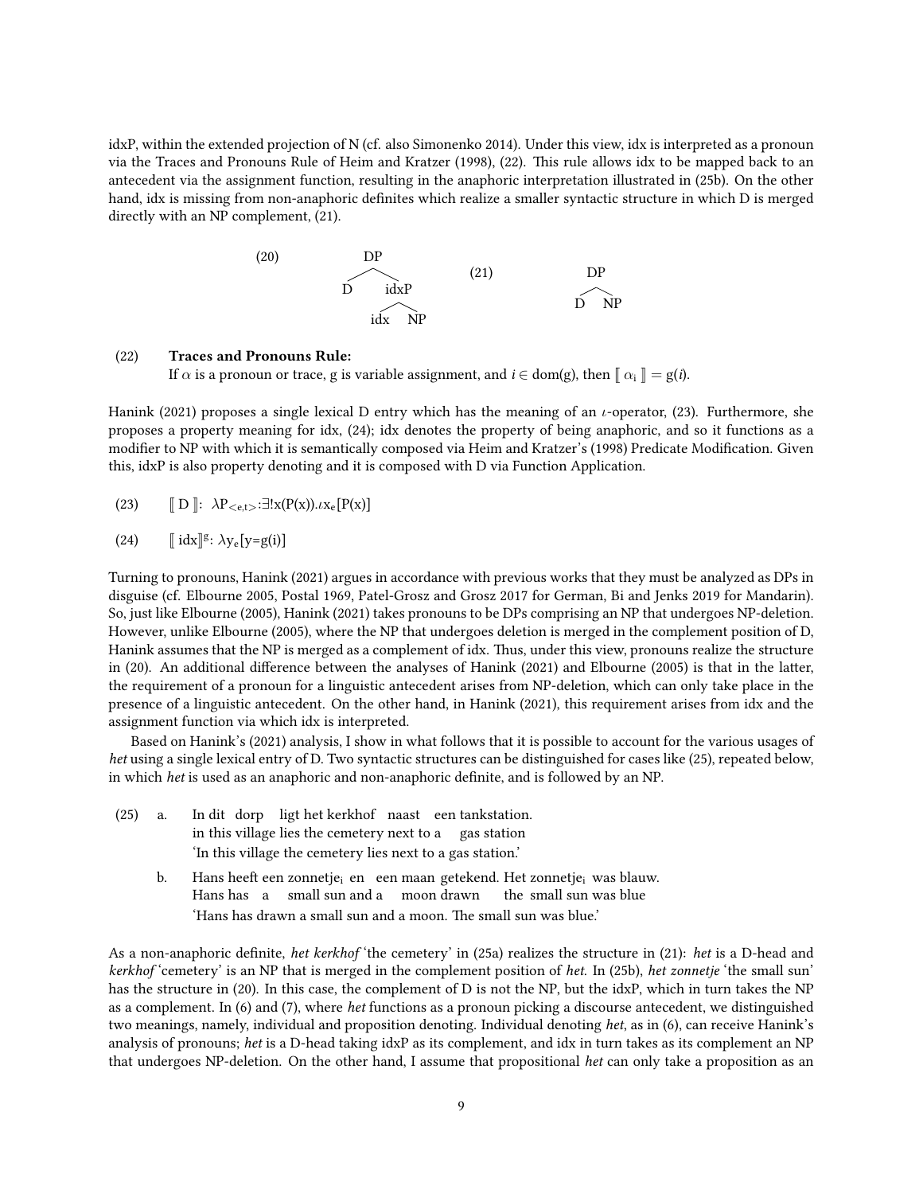idxP, within the extended projection of N (cf. also Simonenko 2014). Under this view, idx is interpreted as a pronoun via the Traces and Pronouns Rule of Heim and Kratzer (1998), (22). This rule allows idx to be mapped back to an antecedent via the assignment function, resulting in the anaphoric interpretation illustrated in (25b). On the other hand, idx is missing from non-anaphoric definites which realize a smaller syntactic structure in which D is merged directly with an NP complement, (21).

(20) [DP D [idxP idx NP]]

(21) [DP D NP]

(22) **Traces and Pronouns Rule:**
If $\alpha$ is a pronoun or trace, g is variable assignment, and $i \in$ dom(g), then $[\![ \alpha_i ]\!] = g(i)$.

Hanink (2021) proposes a single lexical D entry which has the meaning of an $\iota$-operator, (23). Furthermore, she proposes a property meaning for idx, (24); idx denotes the property of being anaphoric, and so it functions as a modifier to NP with which it is semantically composed via Heim and Kratzer's (1998) Predicate Modification. Given this, idxP is also property denoting and it is composed with D via Function Application.

(23) $[\![ \text{D} ]\!]$: $\lambda P_{<e,t>}{:}\exists!x(P(x)).\iota x_e[P(x)]$

(24) $[\![ \text{idx} ]\!]^g$: $\lambda y_e[y{=}g(i)]$

Turning to pronouns, Hanink (2021) argues in accordance with previous works that they must be analyzed as DPs in disguise (cf. Elbourne 2005, Postal 1969, Patel-Grosz and Grosz 2017 for German, Bi and Jenks 2019 for Mandarin). So, just like Elbourne (2005), Hanink (2021) takes pronouns to be DPs comprising an NP that undergoes NP-deletion. However, unlike Elbourne (2005), where the NP that undergoes deletion is merged in the complement position of D, Hanink assumes that the NP is merged as a complement of idx. Thus, under this view, pronouns realize the structure in (20). An additional difference between the analyses of Hanink (2021) and Elbourne (2005) is that in the latter, the requirement of a pronoun for a linguistic antecedent arises from NP-deletion, which can only take place in the presence of a linguistic antecedent. On the other hand, in Hanink (2021), this requirement arises from idx and the assignment function via which idx is interpreted.

Based on Hanink's (2021) analysis, I show in what follows that it is possible to account for the various usages of *het* using a single lexical entry of D. Two syntactic structures can be distinguished for cases like (25), repeated below, in which *het* is used as an anaphoric and non-anaphoric definite, and is followed by an NP.

(25) a. In dit dorp ligt het kerkhof naast een tankstation.
in this village lies the cemetery next to a gas station
'In this village the cemetery lies next to a gas station.'

b. Hans heeft een zonnetje$_i$ en een maan getekend. Het zonnetje$_i$ was blauw.
Hans has a small sun and a moon drawn the small sun was blue
'Hans has drawn a small sun and a moon. The small sun was blue.'

As a non-anaphoric definite, *het kerkhof* 'the cemetery' in (25a) realizes the structure in (21): *het* is a D-head and *kerkhof* 'cemetery' is an NP that is merged in the complement position of *het*. In (25b), *het zonnetje* 'the small sun' has the structure in (20). In this case, the complement of D is not the NP, but the idxP, which in turn takes the NP as a complement. In (6) and (7), where *het* functions as a pronoun picking a discourse antecedent, we distinguished two meanings, namely, individual and proposition denoting. Individual denoting *het*, as in (6), can receive Hanink's analysis of pronouns; *het* is a D-head taking idxP as its complement, and idx in turn takes as its complement an NP that undergoes NP-deletion. On the other hand, I assume that propositional *het* can only take a proposition as an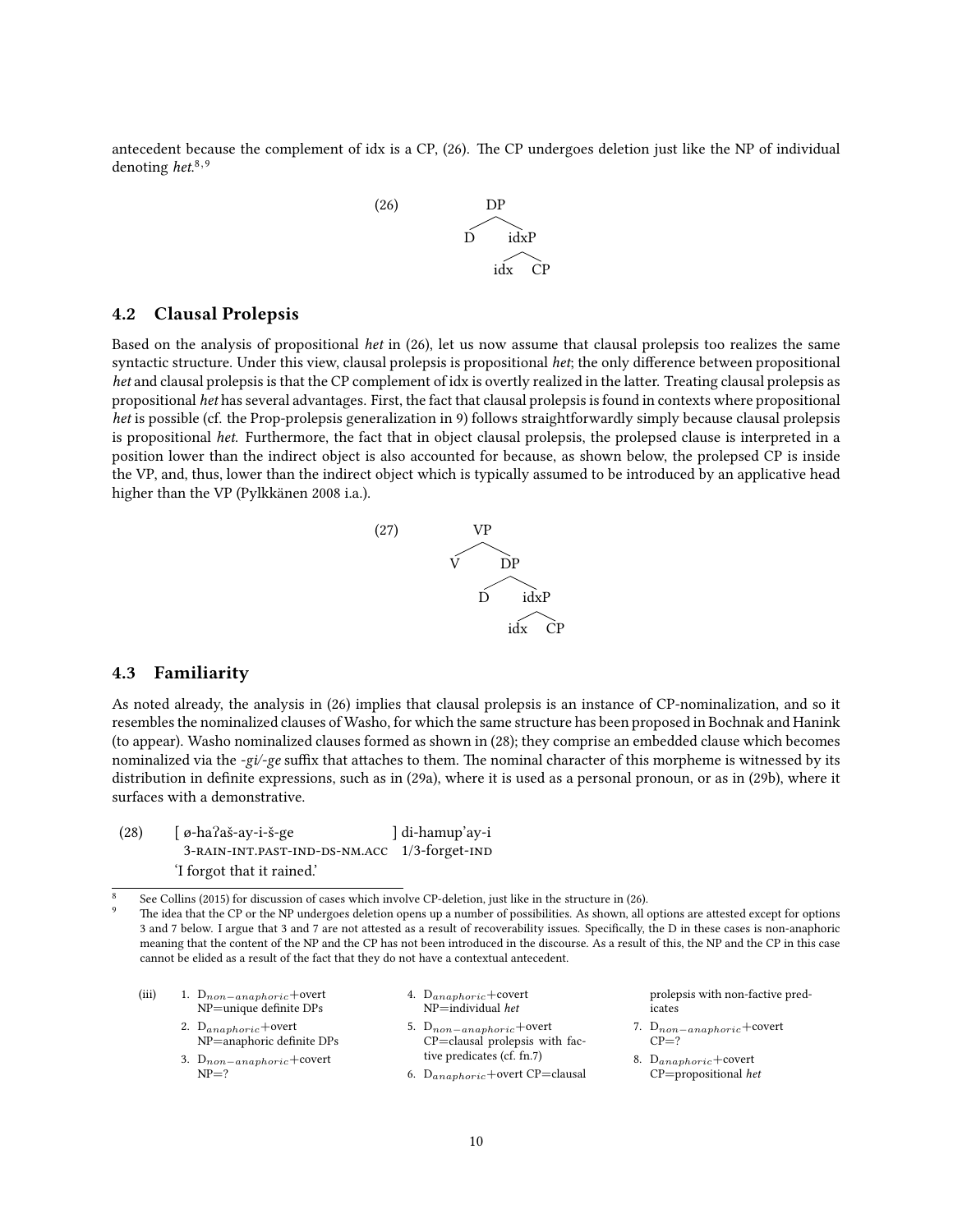antecedent because the complement of idx is a CP, (26). The CP undergoes deletion just like the NP of individual denoting *het*.[8,9]

(26) [DP D [idxP idx CP]]

## 4.2 Clausal Prolepsis

Based on the analysis of propositional *het* in (26), let us now assume that clausal prolepsis too realizes the same syntactic structure. Under this view, clausal prolepsis is propositional *het*; the only difference between propositional *het* and clausal prolepsis is that the CP complement of idx is overtly realized in the latter. Treating clausal prolepsis as propositional *het* has several advantages. First, the fact that clausal prolepsis is found in contexts where propositional *het* is possible (cf. the Prop-prolepsis generalization in 9) follows straightforwardly simply because clausal prolepsis is propositional *het*. Furthermore, the fact that in object clausal prolepsis, the prolepsed clause is interpreted in a position lower than the indirect object is also accounted for because, as shown below, the prolepsed CP is inside the VP, and, thus, lower than the indirect object which is typically assumed to be introduced by an applicative head higher than the VP (Pylkkänen 2008 i.a.).

(27) [VP V [DP D [idxP idx CP]]]

## 4.3 Familiarity

As noted already, the analysis in (26) implies that clausal prolepsis is an instance of CP-nominalization, and so it resembles the nominalized clauses of Washo, for which the same structure has been proposed in Bochnak and Hanink (to appear). Washo nominalized clauses formed as shown in (28); they comprise an embedded clause which becomes nominalized via the *-gi/-ge* suffix that attaches to them. The nominal character of this morpheme is witnessed by its distribution in definite expressions, such as in (29a), where it is used as a personal pronoun, or as in (29b), where it surfaces with a demonstrative.

(28) [ ø-haʔaš-ay-i-š-ge ] di-hamup'ay-i
 3-RAIN-INT.PAST-IND-DS-NM.ACC 1/3-forget-IND
 'I forgot that it rained.'

---

[8] See Collins (2015) for discussion of cases which involve CP-deletion, just like in the structure in (26).

[9] The idea that the CP or the NP undergoes deletion opens up a number of possibilities. As shown, all options are attested except for options 3 and 7 below. I argue that 3 and 7 are not attested as a result of recoverability issues. Specifically, the D in these cases is non-anaphoric meaning that the content of the NP and the CP has not been introduced in the discourse. As a result of this, the NP and the CP in this case cannot be elided as a result of the fact that they do not have a contextual antecedent.

(iii)
1. $D_{non-anaphoric}$+overt NP=unique definite DPs
2. $D_{anaphoric}$+overt NP=anaphoric definite DPs
3. $D_{non-anaphoric}$+covert NP=?
4. $D_{anaphoric}$+covert NP=individual *het*
5. $D_{non-anaphoric}$+overt CP=clausal prolepsis with factive predicates (cf. fn.7)
6. $D_{anaphoric}$+overt CP=clausal prolepsis with non-factive predicates
7. $D_{non-anaphoric}$+covert CP=?
8. $D_{anaphoric}$+covert CP=propositional *het*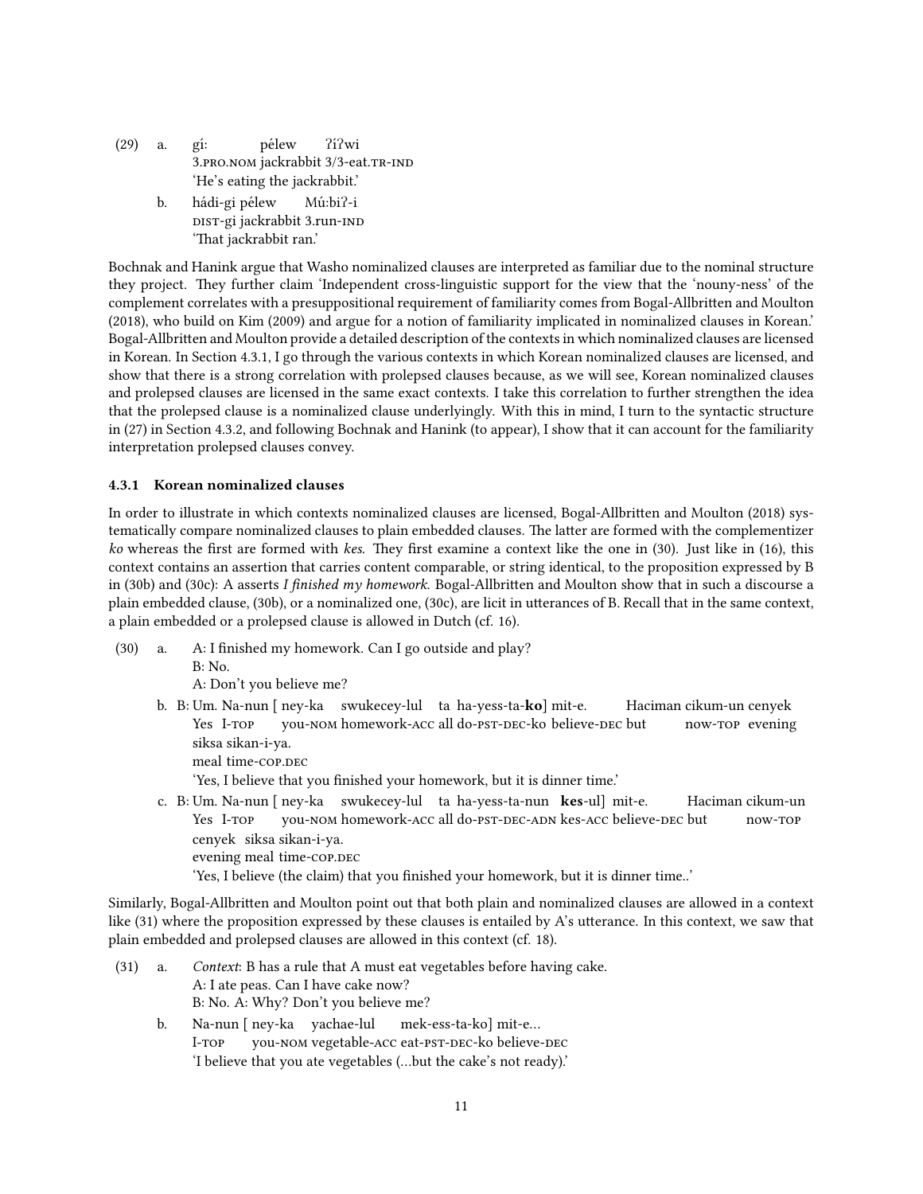(29) a. gí: pélew ʔíʔwi
3.PRO.NOM jackrabbit 3/3-eat.TR-IND
'He's eating the jackrabbit.'

b. hádi-gi pélew Mú:biʔ-i
DIST-gi jackrabbit 3.run-IND
'That jackrabbit ran.'

Bochnak and Hanink argue that Washo nominalized clauses are interpreted as familiar due to the nominal structure they project. They further claim 'Independent cross-linguistic support for the view that the 'nouny-ness' of the complement correlates with a presuppositional requirement of familiarity comes from Bogal-Allbritten and Moulton (2018), who build on Kim (2009) and argue for a notion of familiarity implicated in nominalized clauses in Korean.' Bogal-Allbritten and Moulton provide a detailed description of the contexts in which nominalized clauses are licensed in Korean. In Section 4.3.1, I go through the various contexts in which Korean nominalized clauses are licensed, and show that there is a strong correlation with prolepsed clauses because, as we will see, Korean nominalized clauses and prolepsed clauses are licensed in the same exact contexts. I take this correlation to further strengthen the idea that the prolepsed clause is a nominalized clause underlyingly. With this in mind, I turn to the syntactic structure in (27) in Section 4.3.2, and following Bochnak and Hanink (to appear), I show that it can account for the familiarity interpretation prolepsed clauses convey.

### 4.3.1 Korean nominalized clauses

In order to illustrate in which contexts nominalized clauses are licensed, Bogal-Allbritten and Moulton (2018) systematically compare nominalized clauses to plain embedded clauses. The latter are formed with the complementizer *ko* whereas the first are formed with *kes*. They first examine a context like the one in (30). Just like in (16), this context contains an assertion that carries content comparable, or string identical, to the proposition expressed by B in (30b) and (30c): A asserts *I finished my homework*. Bogal-Allbritten and Moulton show that in such a discourse a plain embedded clause, (30b), or a nominalized one, (30c), are licit in utterances of B. Recall that in the same context, a plain embedded or a prolepsed clause is allowed in Dutch (cf. 16).

(30) a. A: I finished my homework. Can I go outside and play?
B: No.
A: Don't you believe me?

b. B: Um. Na-nun [ ney-ka swukecey-lul ta ha-yess-ta-**ko**] mit-e. Haciman cikum-un cenyek siksa sikan-i-ya.
Yes I-TOP you-NOM homework-ACC all do-PST-DEC-ko believe-DEC but now-TOP evening meal time-COP.DEC
'Yes, I believe that you finished your homework, but it is dinner time.'

c. B: Um. Na-nun [ ney-ka swukecey-lul ta ha-yess-ta-nun **kes**-ul] mit-e. Haciman cikum-un cenyek siksa sikan-i-ya.
Yes I-TOP you-NOM homework-ACC all do-PST-DEC-ADN kes-ACC believe-DEC but now-TOP evening meal time-COP.DEC
'Yes, I believe (the claim) that you finished your homework, but it is dinner time..'

Similarly, Bogal-Allbritten and Moulton point out that both plain and nominalized clauses are allowed in a context like (31) where the proposition expressed by these clauses is entailed by A's utterance. In this context, we saw that plain embedded and prolepsed clauses are allowed in this context (cf. 18).

(31) a. *Context*: B has a rule that A must eat vegetables before having cake.
A: I ate peas. Can I have cake now?
B: No. A: Why? Don't you believe me?

b. Na-nun [ ney-ka yachae-lul mek-ess-ta-ko] mit-e...
I-TOP you-NOM vegetable-ACC eat-PST-DEC-ko believe-DEC
'I believe that you ate vegetables (...but the cake's not ready).'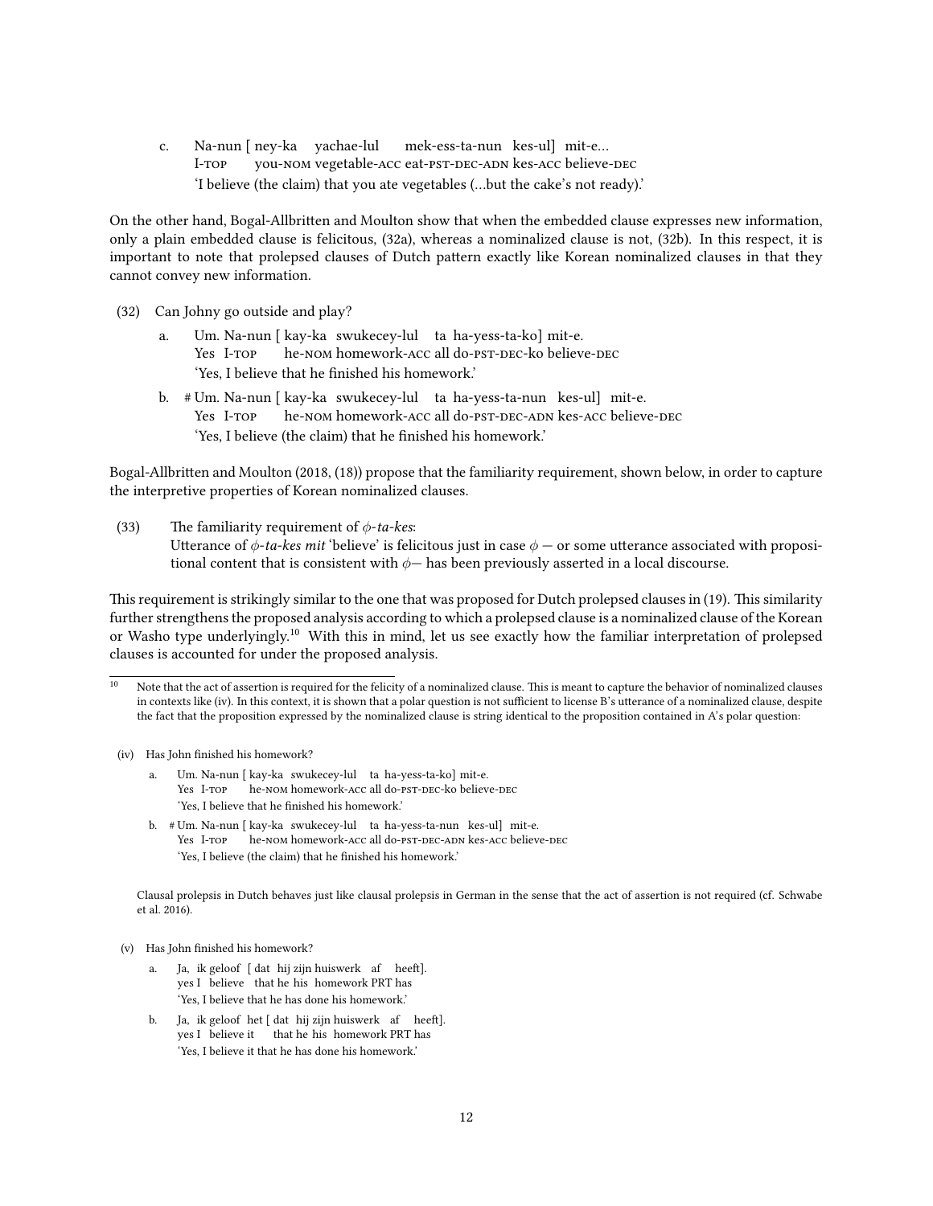c. Na-nun [ ney-ka yachae-lul mek-ess-ta-nun kes-ul] mit-e…
   I-TOP you-NOM vegetable-ACC eat-PST-DEC-ADN kes-ACC believe-DEC
   'I believe (the claim) that you ate vegetables (…but the cake's not ready).'

On the other hand, Bogal-Allbritten and Moulton show that when the embedded clause expresses new information, only a plain embedded clause is felicitous, (32a), whereas a nominalized clause is not, (32b). In this respect, it is important to note that prolepsed clauses of Dutch pattern exactly like Korean nominalized clauses in that they cannot convey new information.

(32) Can Johny go outside and play?

a. Um. Na-nun [ kay-ka swukecey-lul ta ha-yess-ta-ko] mit-e.
   Yes I-TOP he-NOM homework-ACC all do-PST-DEC-ko believe-DEC
   'Yes, I believe that he finished his homework.'

b. # Um. Na-nun [ kay-ka swukecey-lul ta ha-yess-ta-nun kes-ul] mit-e.
   Yes I-TOP he-NOM homework-ACC all do-PST-DEC-ADN kes-ACC believe-DEC
   'Yes, I believe (the claim) that he finished his homework.'

Bogal-Allbritten and Moulton (2018, (18)) propose that the familiarity requirement, shown below, in order to capture the interpretive properties of Korean nominalized clauses.

(33) The familiarity requirement of $\phi$-*ta-kes*:
Utterance of $\phi$-*ta-kes mit* 'believe' is felicitous just in case $\phi$ — or some utterance associated with propositional content that is consistent with $\phi$— has been previously asserted in a local discourse.

This requirement is strikingly similar to the one that was proposed for Dutch prolepsed clauses in (19). This similarity further strengthens the proposed analysis according to which a prolepsed clause is a nominalized clause of the Korean or Washo type underlyingly.[10] With this in mind, let us see exactly how the familiar interpretation of prolepsed clauses is accounted for under the proposed analysis.

[10] Note that the act of assertion is required for the felicity of a nominalized clause. This is meant to capture the behavior of nominalized clauses in contexts like (iv). In this context, it is shown that a polar question is not sufficient to license B's utterance of a nominalized clause, despite the fact that the proposition expressed by the nominalized clause is string identical to the proposition contained in A's polar question:

(iv) Has John finished his homework?

a. Um. Na-nun [ kay-ka swukecey-lul ta ha-yess-ta-ko] mit-e.
   Yes I-TOP he-NOM homework-ACC all do-PST-DEC-ko believe-DEC
   'Yes, I believe that he finished his homework.'

b. # Um. Na-nun [ kay-ka swukecey-lul ta ha-yess-ta-nun kes-ul] mit-e.
   Yes I-TOP he-NOM homework-ACC all do-PST-DEC-ADN kes-ACC believe-DEC
   'Yes, I believe (the claim) that he finished his homework.'

Clausal prolepsis in Dutch behaves just like clausal prolepsis in German in the sense that the act of assertion is not required (cf. Schwabe et al. 2016).

(v) Has John finished his homework?

a. Ja, ik geloof [ dat hij zijn huiswerk af heeft].
   yes I believe that he his homework PRT has
   'Yes, I believe that he has done his homework.'

b. Ja, ik geloof het [ dat hij zijn huiswerk af heeft].
   yes I believe it that he his homework PRT has
   'Yes, I believe it that he has done his homework.'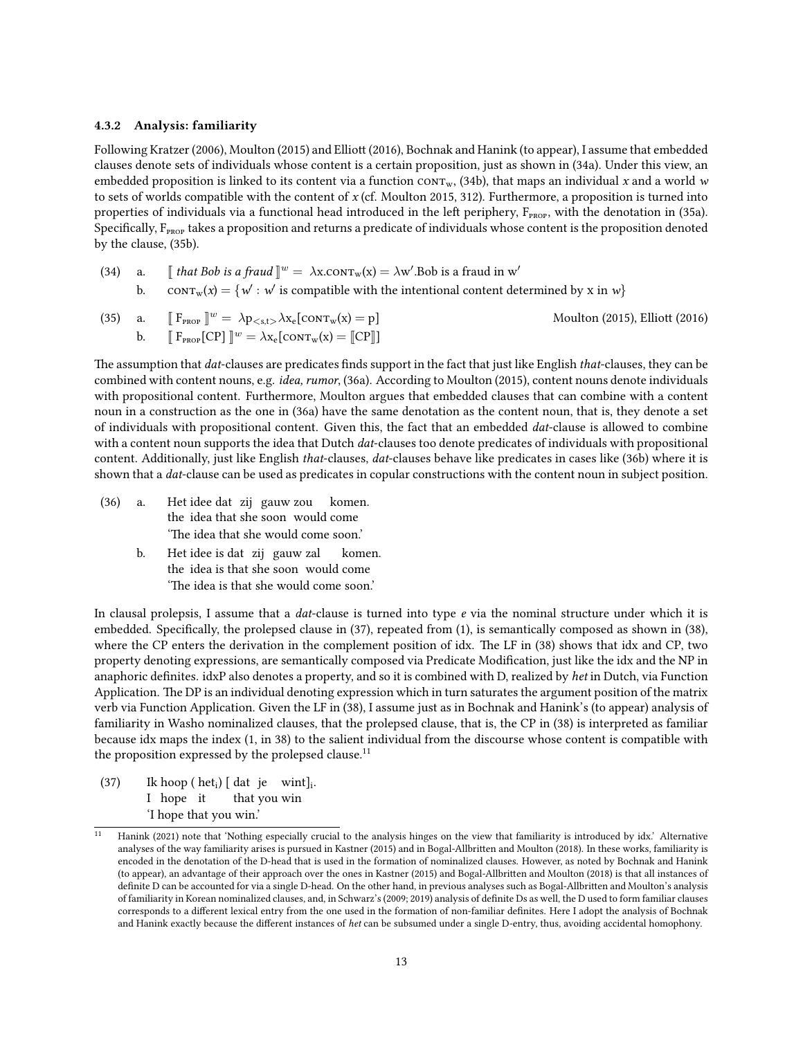### 4.3.2 Analysis: familiarity

Following Kratzer (2006), Moulton (2015) and Elliott (2016), Bochnak and Hanink (to appear), I assume that embedded clauses denote sets of individuals whose content is a certain proposition, just as shown in (34a). Under this view, an embedded proposition is linked to its content via a function $\text{CONT}_w$, (34b), that maps an individual $x$ and a world $w$ to sets of worlds compatible with the content of $x$ (cf. Moulton 2015, 312). Furthermore, a proposition is turned into properties of individuals via a functional head introduced in the left periphery, $\text{F}_{\text{PROP}}$, with the denotation in (35a). Specifically, $\text{F}_{\text{PROP}}$ takes a proposition and returns a predicate of individuals whose content is the proposition denoted by the clause, (35b).

(34) a. $[\![ \textit{that Bob is a fraud} ]\!]^w = \lambda x.\text{CONT}_w(x) = \lambda w'.\text{Bob is a fraud in } w'$

b. $\text{CONT}_w(x) = \{w' : w' \text{ is compatible with the intentional content determined by } x \text{ in } w\}$

(35) a. $[\![ \text{F}_{\text{PROP}} ]\!]^w = \lambda p_{<s,t>} \lambda x_e[\text{CONT}_w(x) = p]$ — Moulton (2015), Elliott (2016)

b. $[\![ \text{F}_{\text{PROP}}[\text{CP}] ]\!]^w = \lambda x_e[\text{CONT}_w(x) = [\![\text{CP}]\!]]$

The assumption that *dat*-clauses are predicates finds support in the fact that just like English *that*-clauses, they can be combined with content nouns, e.g. *idea, rumor*, (36a). According to Moulton (2015), content nouns denote individuals with propositional content. Furthermore, Moulton argues that embedded clauses that can combine with a content noun in a construction as the one in (36a) have the same denotation as the content noun, that is, they denote a set of individuals with propositional content. Given this, the fact that an embedded *dat*-clause is allowed to combine with a content noun supports the idea that Dutch *dat*-clauses too denote predicates of individuals with propositional content. Additionally, just like English *that*-clauses, *dat*-clauses behave like predicates in cases like (36b) where it is shown that a *dat*-clause can be used as predicates in copular constructions with the content noun in subject position.

(36) a. Het idee dat zij gauw zou komen.
the idea that she soon would come
'The idea that she would come soon.'

b. Het idee is dat zij gauw zal komen.
the idea is that she soon would come
'The idea is that she would come soon.'

In clausal prolepsis, I assume that a *dat*-clause is turned into type *e* via the nominal structure under which it is embedded. Specifically, the prolepsed clause in (37), repeated from (1), is semantically composed as shown in (38), where the CP enters the derivation in the complement position of idx. The LF in (38) shows that idx and CP, two property denoting expressions, are semantically composed via Predicate Modification, just like the idx and the NP in anaphoric definites. idxP also denotes a property, and so it is combined with D, realized by *het* in Dutch, via Function Application. The DP is an individual denoting expression which in turn saturates the argument position of the matrix verb via Function Application. Given the LF in (38), I assume just as in Bochnak and Hanink's (to appear) analysis of familiarity in Washo nominalized clauses, that the prolepsed clause, that is, the CP in (38) is interpreted as familiar because idx maps the index (1, in 38) to the salient individual from the discourse whose content is compatible with the proposition expressed by the prolepsed clause.[11]

(37) Ik hoop ( $\text{het}_i$) [ dat je wint$]_i$.
I hope it that you win
'I hope that you win.'

---

[11] Hanink (2021) note that 'Nothing especially crucial to the analysis hinges on the view that familiarity is introduced by idx.' Alternative analyses of the way familiarity arises is pursued in Kastner (2015) and in Bogal-Allbritten and Moulton (2018). In these works, familiarity is encoded in the denotation of the D-head that is used in the formation of nominalized clauses. However, as noted by Bochnak and Hanink (to appear), an advantage of their approach over the ones in Kastner (2015) and Bogal-Allbritten and Moulton (2018) is that all instances of definite D can be accounted for via a single D-head. On the other hand, in previous analyses such as Bogal-Allbritten and Moulton's analysis of familiarity in Korean nominalized clauses, and, in Schwarz's (2009; 2019) analysis of definite Ds as well, the D used to form familiar clauses corresponds to a different lexical entry from the one used in the formation of non-familiar definites. Here I adopt the analysis of Bochnak and Hanink exactly because the different instances of *het* can be subsumed under a single D-entry, thus, avoiding accidental homophony.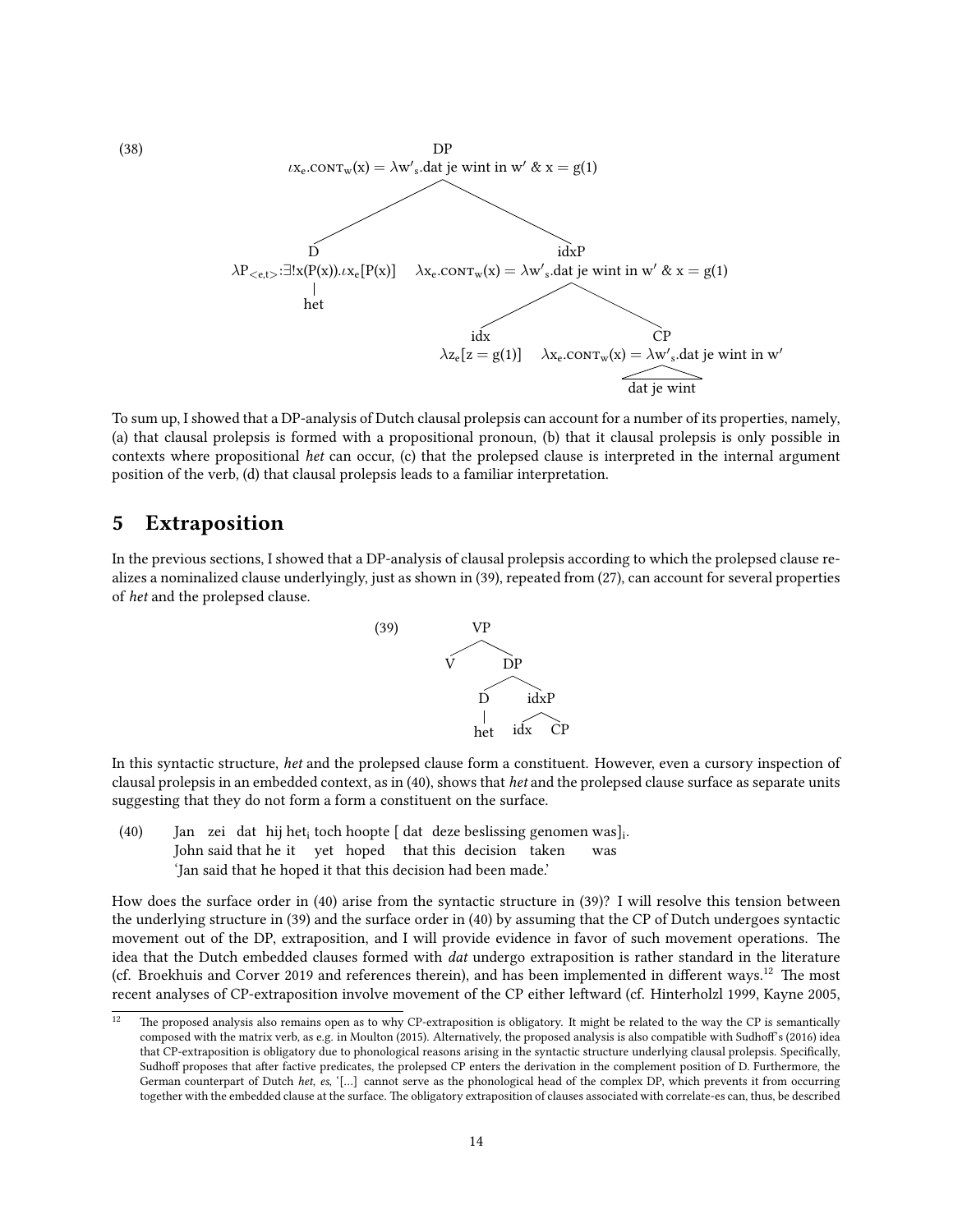(38)

```
DP
ιx_e.CONT_w(x) = λw′_s.dat je wint in w′ & x = g(1)
├── D
│   λP_<e,t>:∃!x(P(x)).ιx_e[P(x)]
│   |
│   het
└── idxP
    λx_e.CONT_w(x) = λw′_s.dat je wint in w′ & x = g(1)
    ├── idx
    │   λz_e[z = g(1)]
    └── CP
        λx_e.CONT_w(x) = λw′_s.dat je wint in w′
        △
        dat je wint
```

To sum up, I showed that a DP-analysis of Dutch clausal prolepsis can account for a number of its properties, namely, (a) that clausal prolepsis is formed with a propositional pronoun, (b) that it clausal prolepsis is only possible in contexts where propositional *het* can occur, (c) that the prolepsed clause is interpreted in the internal argument position of the verb, (d) that clausal prolepsis leads to a familiar interpretation.

# 5 Extraposition

In the previous sections, I showed that a DP-analysis of clausal prolepsis according to which the prolepsed clause realizes a nominalized clause underlyingly, just as shown in (39), repeated from (27), can account for several properties of *het* and the prolepsed clause.

(39)

```
VP
├── V
└── DP
    ├── D
    │   |
    │   het
    └── idxP
        ├── idx
        └── CP
```

In this syntactic structure, *het* and the prolepsed clause form a constituent. However, even a cursory inspection of clausal prolepsis in an embedded context, as in (40), shows that *het* and the prolepsed clause surface as separate units suggesting that they do not form a form a constituent on the surface.

(40) Jan zei dat hij het$_i$ toch hoopte [ dat deze beslissing genomen was]$_i$.
John said that he it yet hoped that this decision taken was
'Jan said that he hoped it that this decision had been made.'

How does the surface order in (40) arise from the syntactic structure in (39)? I will resolve this tension between the underlying structure in (39) and the surface order in (40) by assuming that the CP of Dutch undergoes syntactic movement out of the DP, extraposition, and I will provide evidence in favor of such movement operations. The idea that the Dutch embedded clauses formed with *dat* undergo extraposition is rather standard in the literature (cf. Broekhuis and Corver 2019 and references therein), and has been implemented in different ways.[12] The most recent analyses of CP-extraposition involve movement of the CP either leftward (cf. Hinterhölzl 1999, Kayne 2005,

[12] The proposed analysis also remains open as to why CP-extraposition is obligatory. It might be related to the way the CP is semantically composed with the matrix verb, as e.g. in Moulton (2015). Alternatively, the proposed analysis is also compatible with Sudhoff's (2016) idea that CP-extraposition is obligatory due to phonological reasons arising in the syntactic structure underlying clausal prolepsis. Specifically, Sudhoff proposes that after factive predicates, the prolepsed CP enters the derivation in the complement position of D. Furthermore, the German counterpart of Dutch *het*, *es*, '[...] cannot serve as the phonological head of the complex DP, which prevents it from occurring together with the embedded clause at the surface. The obligatory extraposition of clauses associated with correlate-es can, thus, be described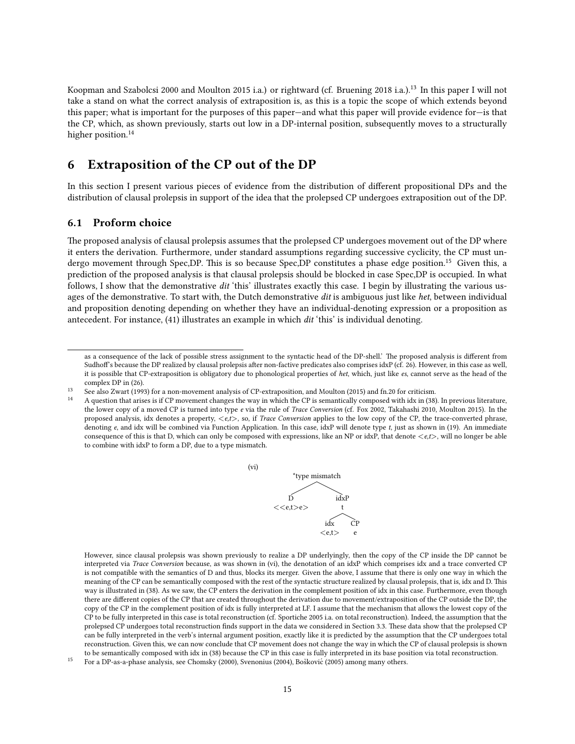Koopman and Szabolcsi 2000 and Moulton 2015 i.a.) or rightward (cf. Bruening 2018 i.a.).[13] In this paper I will not take a stand on what the correct analysis of extraposition is, as this is a topic the scope of which extends beyond this paper; what is important for the purposes of this paper—and what this paper will provide evidence for—is that the CP, which, as shown previously, starts out low in a DP-internal position, subsequently moves to a structurally higher position.[14]

# 6 Extraposition of the CP out of the DP

In this section I present various pieces of evidence from the distribution of different propositional DPs and the distribution of clausal prolepsis in support of the idea that the prolepsed CP undergoes extraposition out of the DP.

## 6.1 Proform choice

The proposed analysis of clausal prolepsis assumes that the prolepsed CP undergoes movement out of the DP where it enters the derivation. Furthermore, under standard assumptions regarding successive cyclicity, the CP must undergo movement through Spec,DP. This is so because Spec,DP constitutes a phase edge position.[15] Given this, a prediction of the proposed analysis is that clausal prolepsis should be blocked in case Spec,DP is occupied. In what follows, I show that the demonstrative *dit* 'this' illustrates exactly this case. I begin by illustrating the various usages of the demonstrative. To start with, the Dutch demonstrative *dit* is ambiguous just like *het*, between individual and proposition denoting depending on whether they have an individual-denoting expression or a proposition as antecedent. For instance, (41) illustrates an example in which *dit* 'this' is individual denoting.

---

as a consequence of the lack of possible stress assignment to the syntactic head of the DP-shell.' The proposed analysis is different from Sudhoff's because the DP realized by clausal prolepsis after non-factive predicates also comprises idxP (cf. 26). However, in this case as well, it is possible that CP-extraposition is obligatory due to phonological properties of *het*, which, just like *es*, cannot serve as the head of the complex DP in (26).

[13] See also Zwart (1993) for a non-movement analysis of CP-extraposition, and Moulton (2015) and fn.20 for criticism.

[14] A question that arises is if CP movement changes the way in which the CP is semantically composed with idx in (38). In previous literature, the lower copy of a moved CP is turned into type *e* via the rule of *Trace Conversion* (cf. Fox 2002, Takahashi 2010, Moulton 2015). In the proposed analysis, idx denotes a property, <*e,t*>, so, if *Trace Conversion* applies to the low copy of the CP, the trace-converted phrase, denoting *e*, and idx will be combined via Function Application. In this case, idxP will denote type *t*, just as shown in (19). An immediate consequence of this is that D, which can only be composed with expressions, like an NP or idxP, that denote <*e,t*>, will no longer be able to combine with idxP to form a DP, due to a type mismatch.

(vi)
```
            *type mismatch
           /              \
          D               idxP
      <<e,t>e>              t
                          /   \
                        idx    CP
                       <e,t>    e
```

However, since clausal prolepsis was shown previously to realize a DP underlyingly, then the copy of the CP inside the DP cannot be interpreted via *Trace Conversion* because, as was shown in (vi), the denotation of an idxP which comprises idx and a trace converted CP is not compatible with the semantics of D and thus, blocks its merger. Given the above, I assume that there is only one way in which the meaning of the CP can be semantically composed with the rest of the syntactic structure realized by clausal prolepsis, that is, idx and D. This way is illustrated in (38). As we saw, the CP enters the derivation in the complement position of idx in this case. Furthermore, even though there are different copies of the CP that are created throughout the derivation due to movement/extraposition of the CP outside the DP, the copy of the CP in the complement position of idx is fully interpreted at LF. I assume that the mechanism that allows the lowest copy of the CP to be fully interpreted in this case is total reconstruction (cf. Sportiche 2005 i.a. on total reconstruction). Indeed, the assumption that the prolepsed CP undergoes total reconstruction finds support in the data we considered in Section 3.3. These data show that the prolepsed CP can be fully interpreted in the verb's internal argument position, exactly like it is predicted by the assumption that the CP undergoes total reconstruction. Given this, we can now conclude that CP movement does not change the way in which the CP of clausal prolepsis is shown to be semantically composed with idx in (38) because the CP in this case is fully interpreted in its base position via total reconstruction.

[15] For a DP-as-a-phase analysis, see Chomsky (2000), Svenonius (2004), Bošković (2005) among many others.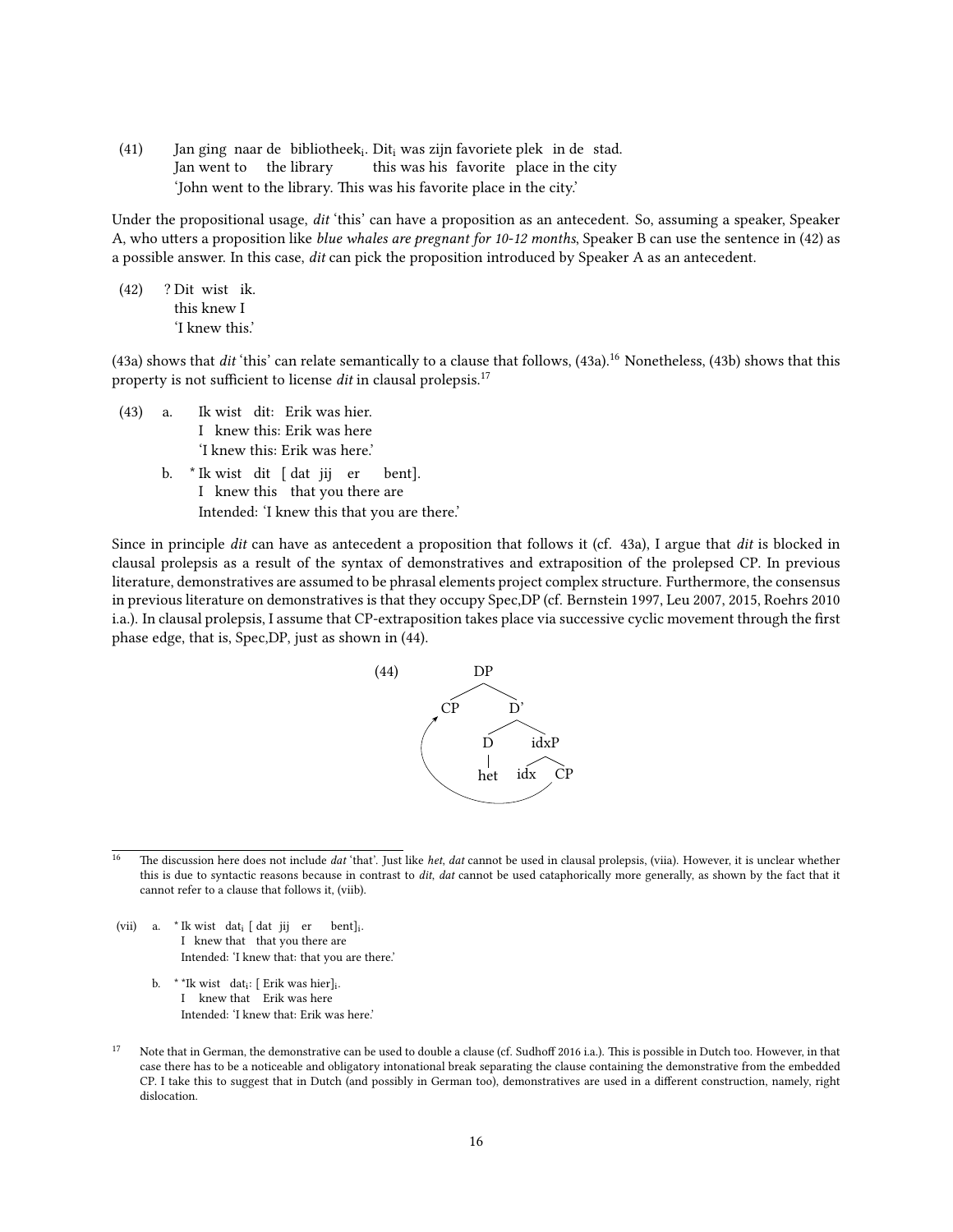(41) Jan ging naar de bibliotheek$_i$. Dit$_i$ was zijn favoriete plek in de stad.
     Jan went to the library this was his favorite place in the city
     'John went to the library. This was his favorite place in the city.'

Under the propositional usage, *dit* 'this' can have a proposition as an antecedent. So, assuming a speaker, Speaker A, who utters a proposition like *blue whales are pregnant for 10-12 months*, Speaker B can use the sentence in (42) as a possible answer. In this case, *dit* can pick the proposition introduced by Speaker A as an antecedent.

(42) ? Dit wist ik.
     this knew I
     'I knew this.'

(43a) shows that *dit* 'this' can relate semantically to a clause that follows, (43a).[16] Nonetheless, (43b) shows that this property is not sufficient to license *dit* in clausal prolepsis.[17]

(43) a. Ik wist dit: Erik was hier.
        I knew this: Erik was here
        'I knew this: Erik was here.'

     b. * Ik wist dit [ dat jij er bent].
        I knew this that you there are
        Intended: 'I knew this that you are there.'

Since in principle *dit* can have as antecedent a proposition that follows it (cf. 43a), I argue that *dit* is blocked in clausal prolepsis as a result of the syntax of demonstratives and extraposition of the prolepsed CP. In previous literature, demonstratives are assumed to be phrasal elements project complex structure. Furthermore, the consensus in previous literature on demonstratives is that they occupy Spec,DP (cf. Bernstein 1997, Leu 2007, 2015, Roehrs 2010 i.a.). In clausal prolepsis, I assume that CP-extraposition takes place via successive cyclic movement through the first phase edge, that is, Spec,DP, just as shown in (44).

(44) [DP CP [D' [D het] [idxP idx CP]]] (with the lower CP moving to Spec,DP)

[16] The discussion here does not include *dat* 'that'. Just like *het*, *dat* cannot be used in clausal prolepsis, (viia). However, it is unclear whether this is due to syntactic reasons because in contrast to *dit*, *dat* cannot be used cataphorically more generally, as shown by the fact that it cannot refer to a clause that follows it, (viib).

(vii) a. * Ik wist dat$_i$ [ dat jij er bent]$_i$.
         I knew that that you there are
         Intended: 'I knew that: that you are there.'

      b. * *Ik wist dat$_i$: [ Erik was hier]$_i$.
         I knew that Erik was here
         Intended: 'I knew that: Erik was here.'

[17] Note that in German, the demonstrative can be used to double a clause (cf. Sudhoff 2016 i.a.). This is possible in Dutch too. However, in that case there has to be a noticeable and obligatory intonational break separating the clause containing the demonstrative from the embedded CP. I take this to suggest that in Dutch (and possibly in German too), demonstratives are used in a different construction, namely, right dislocation.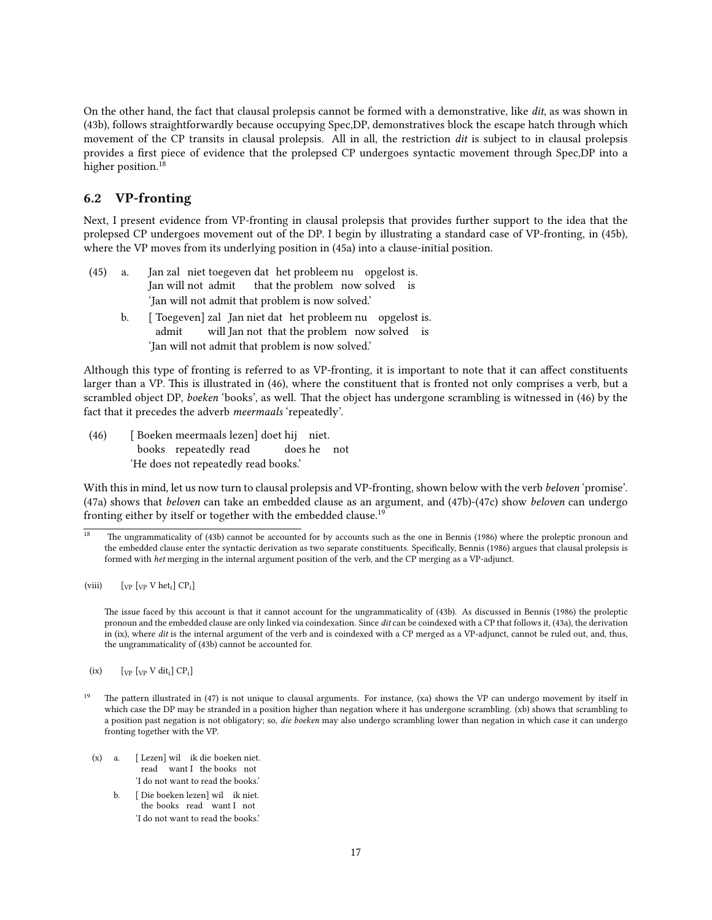On the other hand, the fact that clausal prolepsis cannot be formed with a demonstrative, like *dit*, as was shown in (43b), follows straightforwardly because occupying Spec,DP, demonstratives block the escape hatch through which movement of the CP transits in clausal prolepsis. All in all, the restriction *dit* is subject to in clausal prolepsis provides a first piece of evidence that the prolepsed CP undergoes syntactic movement through Spec,DP into a higher position.[18]

## 6.2 VP-fronting

Next, I present evidence from VP-fronting in clausal prolepsis that provides further support to the idea that the prolepsed CP undergoes movement out of the DP. I begin by illustrating a standard case of VP-fronting, in (45b), where the VP moves from its underlying position in (45a) into a clause-initial position.

(45) a. Jan zal niet toegeven dat het probleem nu opgelost is.
   Jan will not admit that the problem now solved is
   'Jan will not admit that problem is now solved.'

b. [ Toegeven] zal Jan niet dat het probleem nu opgelost is.
   admit will Jan not that the problem now solved is
   'Jan will not admit that problem is now solved.'

Although this type of fronting is referred to as VP-fronting, it is important to note that it can affect constituents larger than a VP. This is illustrated in (46), where the constituent that is fronted not only comprises a verb, but a scrambled object DP, *boeken* 'books', as well. That the object has undergone scrambling is witnessed in (46) by the fact that it precedes the adverb *meermaals* 'repeatedly'.

(46) [ Boeken meermaals lezen] doet hij niet.
   books repeatedly read does he not
   'He does not repeatedly read books.'

With this in mind, let us now turn to clausal prolepsis and VP-fronting, shown below with the verb *beloven* 'promise'. (47a) shows that *beloven* can take an embedded clause as an argument, and (47b)-(47c) show *beloven* can undergo fronting either by itself or together with the embedded clause.[19]

---

[18] The ungrammaticality of (43b) cannot be accounted for by accounts such as the one in Bennis (1986) where the proleptic pronoun and the embedded clause enter the syntactic derivation as two separate constituents. Specifically, Bennis (1986) argues that clausal prolepsis is formed with *het* merging in the internal argument position of the verb, and the CP merging as a VP-adjunct.

(viii) $[_{VP}\ [_{VP}\ \text{V het}_i]\ \text{CP}_i]$

The issue faced by this account is that it cannot account for the ungrammaticality of (43b). As discussed in Bennis (1986) the proleptic pronoun and the embedded clause are only linked via coindexation. Since *dit* can be coindexed with a CP that follows it, (43a), the derivation in (ix), where *dit* is the internal argument of the verb and is coindexed with a CP merged as a VP-adjunct, cannot be ruled out, and, thus, the ungrammaticality of (43b) cannot be accounted for.

(ix) $[_{VP}\ [_{VP}\ \text{V dit}_i]\ \text{CP}_i]$

[19] The pattern illustrated in (47) is not unique to clausal arguments. For instance, (xa) shows the VP can undergo movement by itself in which case the DP may be stranded in a position higher than negation where it has undergone scrambling. (xb) shows that scrambling to a position past negation is not obligatory; so, *die boeken* may also undergo scrambling lower than negation in which case it can undergo fronting together with the VP.

(x) a. [ Lezen] wil ik die boeken niet.
   read want I the books not
   'I do not want to read the books.'

b. [ Die boeken lezen] wil ik niet.
   the books read want I not
   'I do not want to read the books.'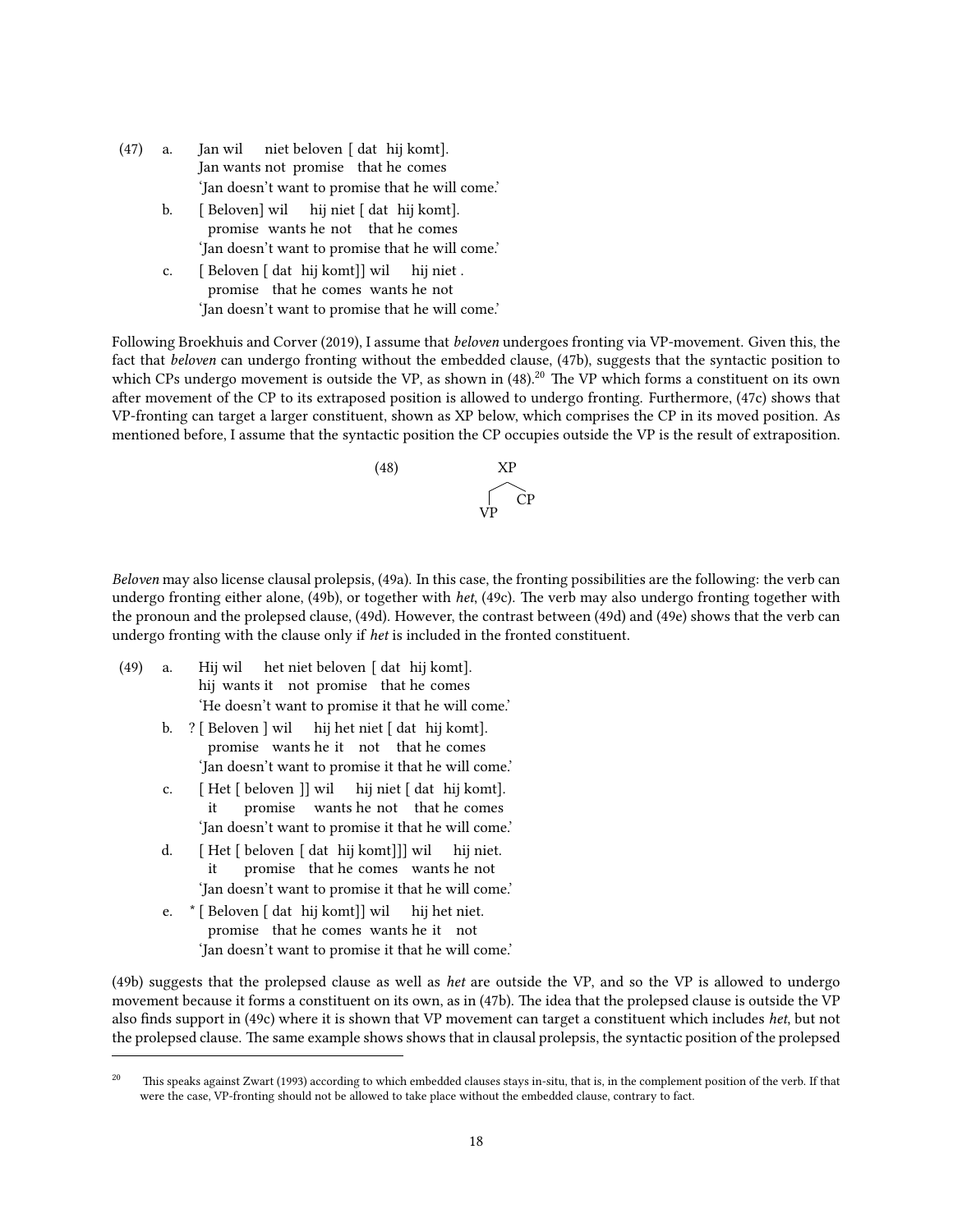(47) a. Jan wil niet beloven [ dat hij komt].
Jan wants not promise that he comes
'Jan doesn't want to promise that he will come.'

b. [ Beloven] wil hij niet [ dat hij komt].
promise wants he not that he comes
'Jan doesn't want to promise that he will come.'

c. [ Beloven [ dat hij komt]] wil hij niet .
promise that he comes wants he not
'Jan doesn't want to promise that he will come.'

Following Broekhuis and Corver (2019), I assume that *beloven* undergoes fronting via VP-movement. Given this, the fact that *beloven* can undergo fronting without the embedded clause, (47b), suggests that the syntactic position to which CPs undergo movement is outside the VP, as shown in (48).[20] The VP which forms a constituent on its own after movement of the CP to its extraposed position is allowed to undergo fronting. Furthermore, (47c) shows that VP-fronting can target a larger constituent, shown as XP below, which comprises the CP in its moved position. As mentioned before, I assume that the syntactic position the CP occupies outside the VP is the result of extraposition.

(48) [XP VP CP]

*Beloven* may also license clausal prolepsis, (49a). In this case, the fronting possibilities are the following: the verb can undergo fronting either alone, (49b), or together with *het*, (49c). The verb may also undergo fronting together with the pronoun and the prolepsed clause, (49d). However, the contrast between (49d) and (49e) shows that the verb can undergo fronting with the clause only if *het* is included in the fronted constituent.

(49) a. Hij wil het niet beloven [ dat hij komt].
hij wants it not promise that he comes
'He doesn't want to promise it that he will come.'

b. ? [ Beloven ] wil hij het niet [ dat hij komt].
promise wants he it not that he comes
'Jan doesn't want to promise it that he will come.'

c. [ Het [ beloven ]] wil hij niet [ dat hij komt].
it promise wants he not that he comes
'Jan doesn't want to promise it that he will come.'

d. [ Het [ beloven [ dat hij komt]]] wil hij niet.
it promise that he comes wants he not
'Jan doesn't want to promise it that he will come.'

e. * [ Beloven [ dat hij komt]] wil hij het niet.
promise that he comes wants he it not
'Jan doesn't want to promise it that he will come.'

(49b) suggests that the prolepsed clause as well as *het* are outside the VP, and so the VP is allowed to undergo movement because it forms a constituent on its own, as in (47b). The idea that the prolepsed clause is outside the VP also finds support in (49c) where it is shown that VP movement can target a constituent which includes *het*, but not the prolepsed clause. The same example shows shows that in clausal prolepsis, the syntactic position of the prolepsed

[20] This speaks against Zwart (1993) according to which embedded clauses stays in-situ, that is, in the complement position of the verb. If that were the case, VP-fronting should not be allowed to take place without the embedded clause, contrary to fact.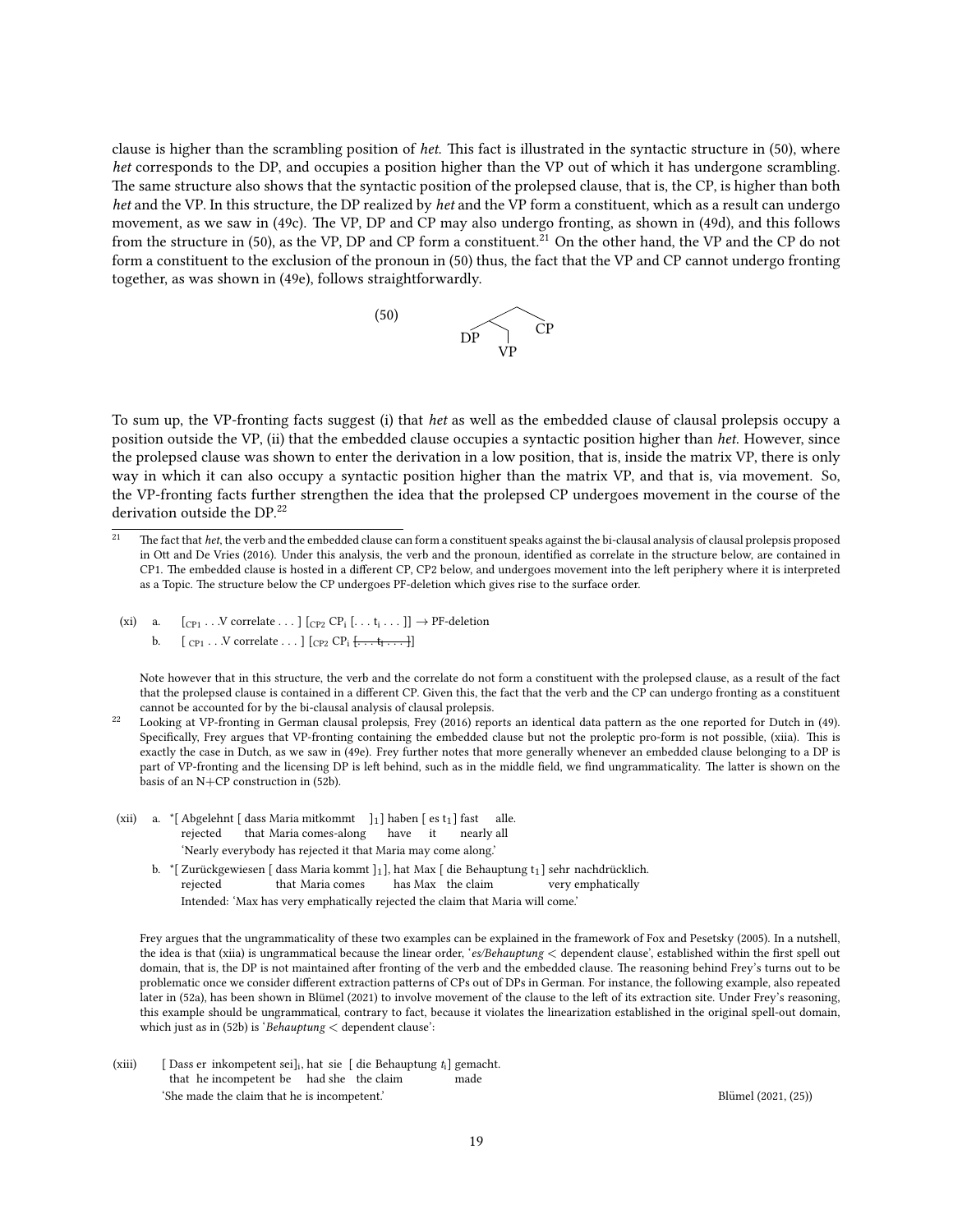clause is higher than the scrambling position of *het*. This fact is illustrated in the syntactic structure in (50), where *het* corresponds to the DP, and occupies a position higher than the VP out of which it has undergone scrambling. The same structure also shows that the syntactic position of the prolepsed clause, that is, the CP, is higher than both *het* and the VP. In this structure, the DP realized by *het* and the VP form a constituent, which as a result can undergo movement, as we saw in (49c). The VP, DP and CP may also undergo fronting, as shown in (49d), and this follows from the structure in (50), as the VP, DP and CP form a constituent.[21] On the other hand, the VP and the CP do not form a constituent to the exclusion of the pronoun in (50) thus, the fact that the VP and CP cannot undergo fronting together, as was shown in (49e), follows straightforwardly.

(50) [ [ DP VP ] CP ]

To sum up, the VP-fronting facts suggest (i) that *het* as well as the embedded clause of clausal prolepsis occupy a position outside the VP, (ii) that the embedded clause occupies a syntactic position higher than *het*. However, since the prolepsed clause was shown to enter the derivation in a low position, that is, inside the matrix VP, there is only way in which it can also occupy a syntactic position higher than the matrix VP, and that is, via movement. So, the VP-fronting facts further strengthen the idea that the prolepsed CP undergoes movement in the course of the derivation outside the DP.[22]

---

[21] The fact that *het*, the verb and the embedded clause can form a constituent speaks against the bi-clausal analysis of clausal prolepsis proposed in Ott and De Vries (2016). Under this analysis, the verb and the pronoun, identified as correlate in the structure below, are contained in CP1. The embedded clause is hosted in a different CP, CP2 below, and undergoes movement into the left periphery where it is interpreted as a Topic. The structure below the CP undergoes PF-deletion which gives rise to the surface order.

(xi) a. [$_{CP1}$ . . .V correlate . . . ] [$_{CP2}$ CP$_i$ [. . . t$_i$ . . . ]] → PF-deletion
  b. [ $_{CP1}$ . . .V correlate . . . ] [$_{CP2}$ CP$_i$ ~~[. . . t$_i$ . . . ]~~]

Note however that in this structure, the verb and the correlate do not form a constituent with the prolepsed clause, as a result of the fact that the prolepsed clause is contained in a different CP. Given this, the fact that the verb and the CP can undergo fronting as a constituent cannot be accounted for by the bi-clausal analysis of clausal prolepsis.

[22] Looking at VP-fronting in German clausal prolepsis, Frey (2016) reports an identical data pattern as the one reported for Dutch in (49). Specifically, Frey argues that VP-fronting containing the embedded clause but not the proleptic pro-form is not possible, (xiia). This is exactly the case in Dutch, as we saw in (49e). Frey further notes that more generally whenever an embedded clause belonging to a DP is part of VP-fronting and the licensing DP is left behind, such as in the middle field, we find ungrammaticality. The latter is shown on the basis of an N+CP construction in (52b).

(xii) a. *[ Abgelehnt [ dass Maria mitkommt ]$_1$ ] haben [ es t$_1$ ] fast alle.
  rejected that Maria comes-along have it nearly all
  'Nearly everybody has rejected it that Maria may come along.'
 b. *[ Zurückgewiesen [ dass Maria kommt ]$_1$], hat Max [ die Behauptung t$_1$ ] sehr nachdrücklich.
  rejected that Maria comes has Max the claim very emphatically
  Intended: 'Max has very emphatically rejected the claim that Maria will come.'

Frey argues that the ungrammaticality of these two examples can be explained in the framework of Fox and Pesetsky (2005). In a nutshell, the idea is that (xiia) is ungrammatical because the linear order, '*es/Behauptung* < dependent clause', established within the first spell out domain, that is, the DP is not maintained after fronting of the verb and the embedded clause. The reasoning behind Frey's turns out to be problematic once we consider different extraction patterns of CPs out of DPs in German. For instance, the following example, also repeated later in (52a), has been shown in Blümel (2021) to involve movement of the clause to the left of its extraction site. Under Frey's reasoning, this example should be ungrammatical, contrary to fact, because it violates the linearization established in the original spell-out domain, which just as in (52b) is '*Behauptung* < dependent clause':

(xiii) [ Dass er inkompetent sei]$_i$, hat sie [ die Behauptung $t_i$] gemacht.
  that he incompetent be had she the claim made
  'She made the claim that he is incompetent.' Blümel (2021, (25))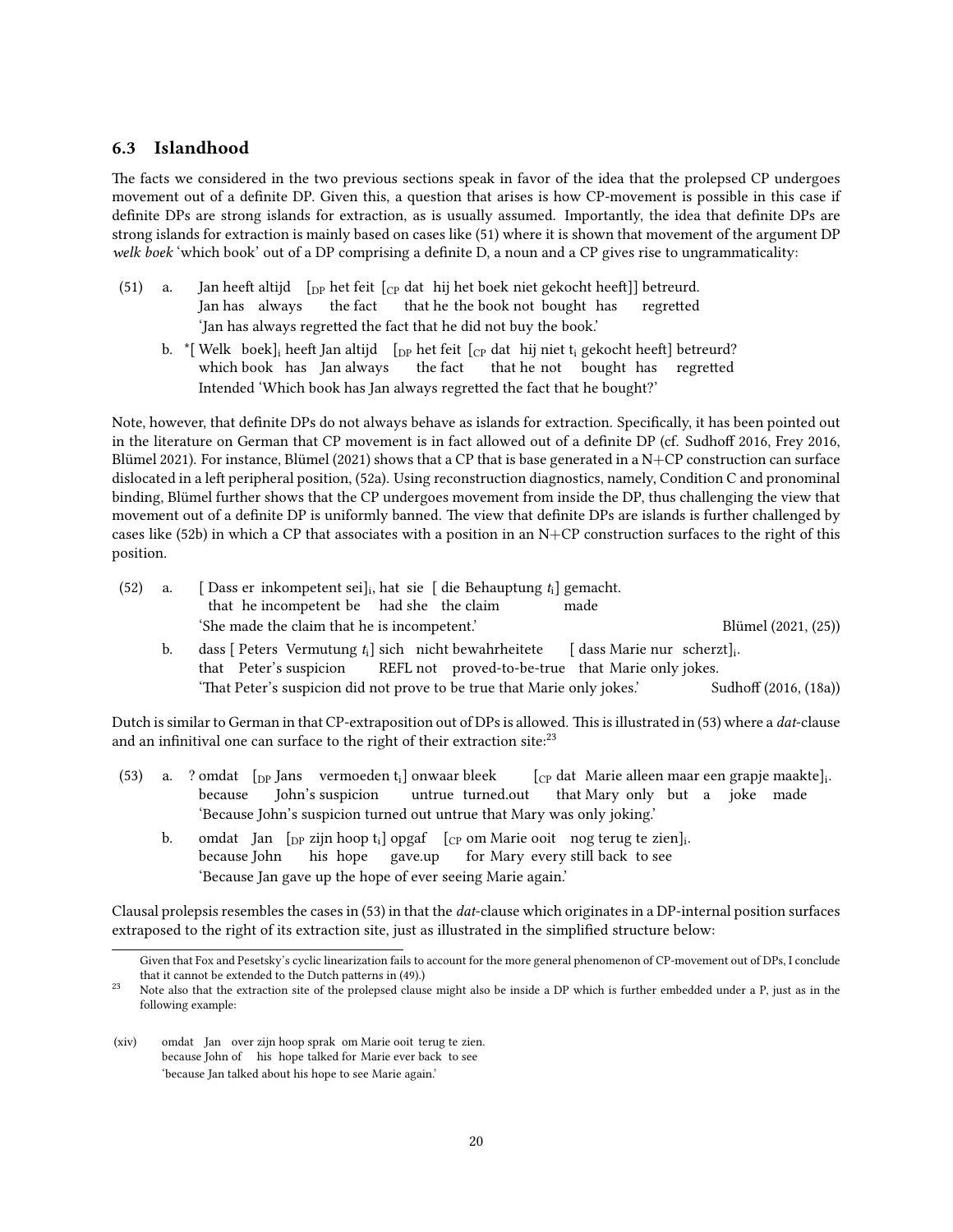### 6.3 Islandhood

The facts we considered in the two previous sections speak in favor of the idea that the prolepsed CP undergoes movement out of a definite DP. Given this, a question that arises is how CP-movement is possible in this case if definite DPs are strong islands for extraction, as is usually assumed. Importantly, the idea that definite DPs are strong islands for extraction is mainly based on cases like (51) where it is shown that movement of the argument DP *welk boek* 'which book' out of a DP comprising a definite D, a noun and a CP gives rise to ungrammaticality:

(51) a. Jan heeft altijd [$_{DP}$ het feit [$_{CP}$ dat hij het boek niet gekocht heeft]] betreurd.
Jan has always the fact that he the book not bought has regretted
'Jan has always regretted the fact that he did not buy the book.'

b. *[ Welk boek]$_i$ heeft Jan altijd [$_{DP}$ het feit [$_{CP}$ dat hij niet t$_i$ gekocht heeft] betreurd?
which book has Jan always the fact that he not bought has regretted
Intended 'Which book has Jan always regretted the fact that he bought?'

Note, however, that definite DPs do not always behave as islands for extraction. Specifically, it has been pointed out in the literature on German that CP movement is in fact allowed out of a definite DP (cf. Sudhoff 2016, Frey 2016, Blümel 2021). For instance, Blümel (2021) shows that a CP that is base generated in a N+CP construction can surface dislocated in a left peripheral position, (52a). Using reconstruction diagnostics, namely, Condition C and pronominal binding, Blümel further shows that the CP undergoes movement from inside the DP, thus challenging the view that movement out of a definite DP is uniformly banned. The view that definite DPs are islands is further challenged by cases like (52b) in which a CP that associates with a position in an N+CP construction surfaces to the right of this position.

(52) a. [ Dass er inkompetent sei]$_i$, hat sie [ die Behauptung $t_i$] gemacht.
that he incompetent be had she the claim made
'She made the claim that he is incompetent.' Blümel (2021, (25))

b. dass [ Peters Vermutung $t_i$] sich nicht bewahrheitete [ dass Marie nur scherzt]$_i$.
that Peter's suspicion REFL not proved-to-be-true that Marie only jokes.
'That Peter's suspicion did not prove to be true that Marie only jokes.' Sudhoff (2016, (18a))

Dutch is similar to German in that CP-extraposition out of DPs is allowed. This is illustrated in (53) where a *dat*-clause and an infinitival one can surface to the right of their extraction site:[23]

(53) a. ? omdat [$_{DP}$ Jans vermoeden t$_i$] onwaar bleek [$_{CP}$ dat Marie alleen maar een grapje maakte]$_i$.
because John's suspicion untrue turned.out that Mary only but a joke made
'Because John's suspicion turned out untrue that Mary was only joking.'

b. omdat Jan [$_{DP}$ zijn hoop t$_i$] opgaf [$_{CP}$ om Marie ooit nog terug te zien]$_i$.
because John his hope gave.up for Mary every still back to see
'Because Jan gave up the hope of ever seeing Marie again.'

Clausal prolepsis resembles the cases in (53) in that the *dat*-clause which originates in a DP-internal position surfaces extraposed to the right of its extraction site, just as illustrated in the simplified structure below:

---

Given that Fox and Pesetsky's cyclic linearization fails to account for the more general phenomenon of CP-movement out of DPs, I conclude that it cannot be extended to the Dutch patterns in (49).)

[23] Note also that the extraction site of the prolepsed clause might also be inside a DP which is further embedded under a P, just as in the following example:

(xiv) omdat Jan over zijn hoop sprak om Marie ooit terug te zien.
because John of his hope talked for Marie ever back to see
'because Jan talked about his hope to see Marie again.'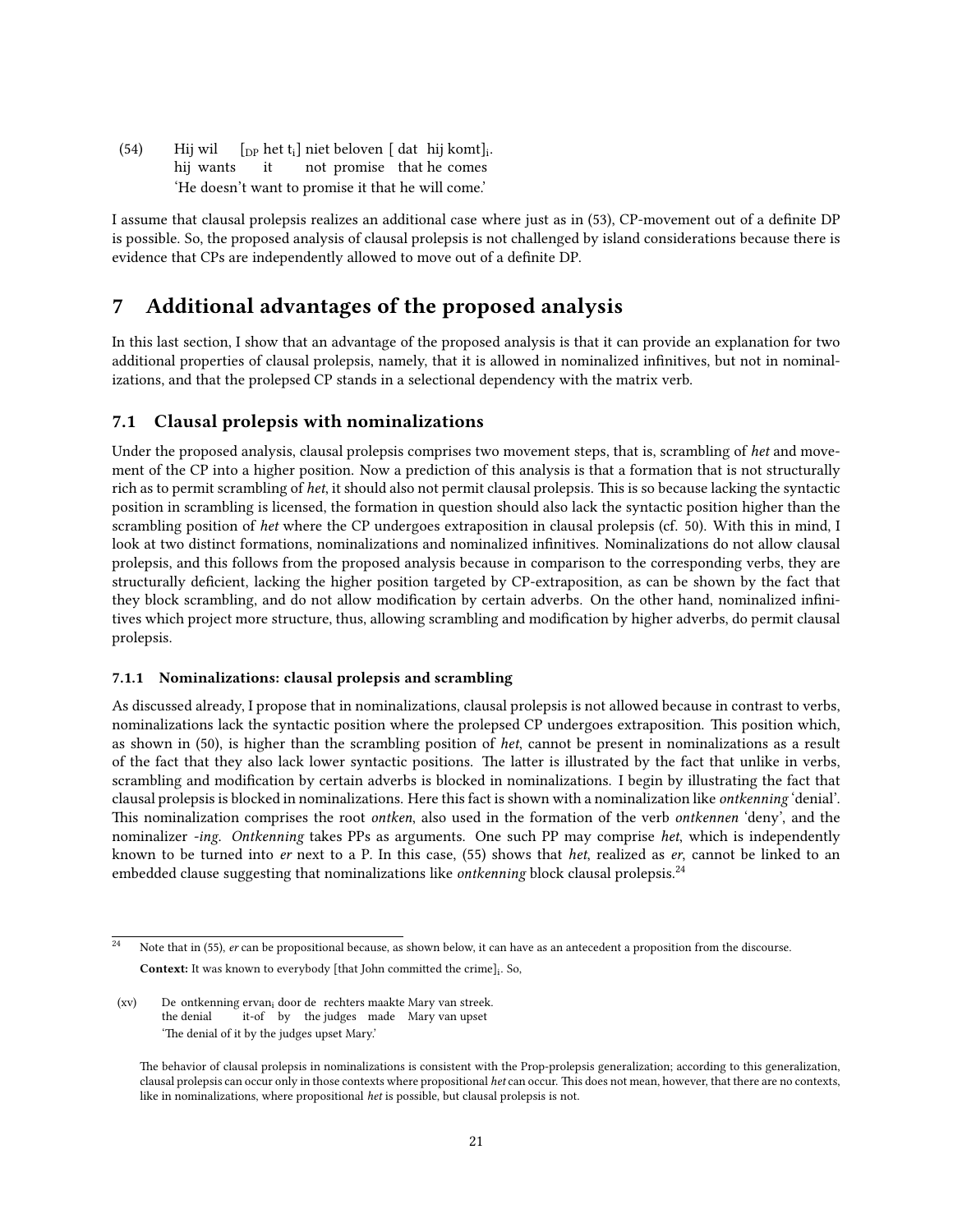(54) Hij wil [$_{DP}$ het $t_i$] niet beloven [ dat hij komt]$_i$.
hij wants it not promise that he comes
'He doesn't want to promise it that he will come.'

I assume that clausal prolepsis realizes an additional case where just as in (53), CP-movement out of a definite DP is possible. So, the proposed analysis of clausal prolepsis is not challenged by island considerations because there is evidence that CPs are independently allowed to move out of a definite DP.

## 7 Additional advantages of the proposed analysis

In this last section, I show that an advantage of the proposed analysis is that it can provide an explanation for two additional properties of clausal prolepsis, namely, that it is allowed in nominalized infinitives, but not in nominalizations, and that the prolepsed CP stands in a selectional dependency with the matrix verb.

### 7.1 Clausal prolepsis with nominalizations

Under the proposed analysis, clausal prolepsis comprises two movement steps, that is, scrambling of *het* and movement of the CP into a higher position. Now a prediction of this analysis is that a formation that is not structurally rich as to permit scrambling of *het*, it should also not permit clausal prolepsis. This is so because lacking the syntactic position in scrambling is licensed, the formation in question should also lack the syntactic position higher than the scrambling position of *het* where the CP undergoes extraposition in clausal prolepsis (cf. 50). With this in mind, I look at two distinct formations, nominalizations and nominalized infinitives. Nominalizations do not allow clausal prolepsis, and this follows from the proposed analysis because in comparison to the corresponding verbs, they are structurally deficient, lacking the higher position targeted by CP-extraposition, as can be shown by the fact that they block scrambling, and do not allow modification by certain adverbs. On the other hand, nominalized infinitives which project more structure, thus, allowing scrambling and modification by higher adverbs, do permit clausal prolepsis.

#### 7.1.1 Nominalizations: clausal prolepsis and scrambling

As discussed already, I propose that in nominalizations, clausal prolepsis is not allowed because in contrast to verbs, nominalizations lack the syntactic position where the prolepsed CP undergoes extraposition. This position which, as shown in (50), is higher than the scrambling position of *het*, cannot be present in nominalizations as a result of the fact that they also lack lower syntactic positions. The latter is illustrated by the fact that unlike in verbs, scrambling and modification by certain adverbs is blocked in nominalizations. I begin by illustrating the fact that clausal prolepsis is blocked in nominalizations. Here this fact is shown with a nominalization like *ontkenning* 'denial'. This nominalization comprises the root *ontken*, also used in the formation of the verb *ontkennen* 'deny', and the nominalizer *-ing*. *Ontkenning* takes PPs as arguments. One such PP may comprise *het*, which is independently known to be turned into *er* next to a P. In this case, (55) shows that *het*, realized as *er*, cannot be linked to an embedded clause suggesting that nominalizations like *ontkenning* block clausal prolepsis.[24]

---

[24] Note that in (55), *er* can be propositional because, as shown below, it can have as an antecedent a proposition from the discourse.

**Context:** It was known to everybody [that John committed the crime]$_i$. So,

(xv) De ontkenning ervan$_i$ door de rechters maakte Mary van streek.
the denial it-of by the judges made Mary van upset
'The denial of it by the judges upset Mary.'

The behavior of clausal prolepsis in nominalizations is consistent with the Prop-prolepsis generalization; according to this generalization, clausal prolepsis can occur only in those contexts where propositional *het* can occur. This does not mean, however, that there are no contexts, like in nominalizations, where propositional *het* is possible, but clausal prolepsis is not.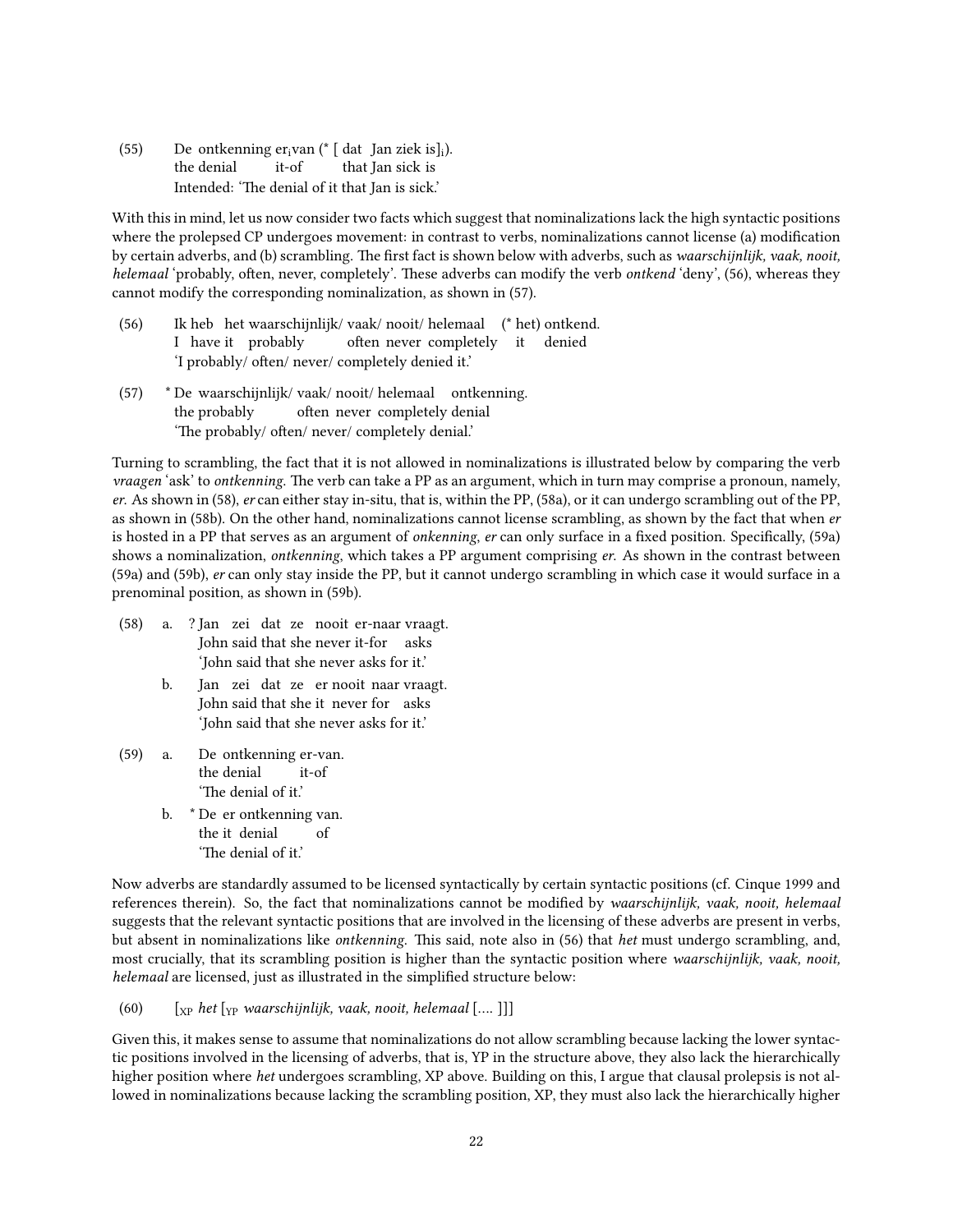(55) De ontkenning er$_i$van (* [ dat Jan ziek is]$_i$).
the denial it-of that Jan sick is
Intended: 'The denial of it that Jan is sick.'

With this in mind, let us now consider two facts which suggest that nominalizations lack the high syntactic positions where the prolepsed CP undergoes movement: in contrast to verbs, nominalizations cannot license (a) modification by certain adverbs, and (b) scrambling. The first fact is shown below with adverbs, such as *waarschijnlijk, vaak, nooit, helemaal* 'probably, often, never, completely'. These adverbs can modify the verb *ontkend* 'deny', (56), whereas they cannot modify the corresponding nominalization, as shown in (57).

(56) Ik heb het waarschijnlijk/ vaak/ nooit/ helemaal (* het) ontkend.
I have it probably often never completely it denied
'I probably/ often/ never/ completely denied it.'

(57) * De waarschijnlijk/ vaak/ nooit/ helemaal ontkenning.
the probably often never completely denial
'The probably/ often/ never/ completely denial.'

Turning to scrambling, the fact that it is not allowed in nominalizations is illustrated below by comparing the verb *vraagen* 'ask' to *ontkenning*. The verb can take a PP as an argument, which in turn may comprise a pronoun, namely, *er*. As shown in (58), *er* can either stay in-situ, that is, within the PP, (58a), or it can undergo scrambling out of the PP, as shown in (58b). On the other hand, nominalizations cannot license scrambling, as shown by the fact that when *er* is hosted in a PP that serves as an argument of *onkenning*, *er* can only surface in a fixed position. Specifically, (59a) shows a nominalization, *ontkenning*, which takes a PP argument comprising *er*. As shown in the contrast between (59a) and (59b), *er* can only stay inside the PP, but it cannot undergo scrambling in which case it would surface in a prenominal position, as shown in (59b).

(58) a. ? Jan zei dat ze nooit er-naar vraagt.
John said that she never it-for asks
'John said that she never asks for it.'

b. Jan zei dat ze er nooit naar vraagt.
John said that she it never for asks
'John said that she never asks for it.'

(59) a. De ontkenning er-van.
the denial it-of
'The denial of it.'

b. * De er ontkenning van.
the it denial of
'The denial of it.'

Now adverbs are standardly assumed to be licensed syntactically by certain syntactic positions (cf. Cinque 1999 and references therein). So, the fact that nominalizations cannot be modified by *waarschijnlijk, vaak, nooit, helemaal* suggests that the relevant syntactic positions that are involved in the licensing of these adverbs are present in verbs, but absent in nominalizations like *ontkenning*. This said, note also in (56) that *het* must undergo scrambling, and, most crucially, that its scrambling position is higher than the syntactic position where *waarschijnlijk, vaak, nooit, helemaal* are licensed, just as illustrated in the simplified structure below:

(60) [$_{XP}$ *het* [$_{YP}$ *waarschijnlijk, vaak, nooit, helemaal* [.... ]]]

Given this, it makes sense to assume that nominalizations do not allow scrambling because lacking the lower syntactic positions involved in the licensing of adverbs, that is, YP in the structure above, they also lack the hierarchically higher position where *het* undergoes scrambling, XP above. Building on this, I argue that clausal prolepsis is not allowed in nominalizations because lacking the scrambling position, XP, they must also lack the hierarchically higher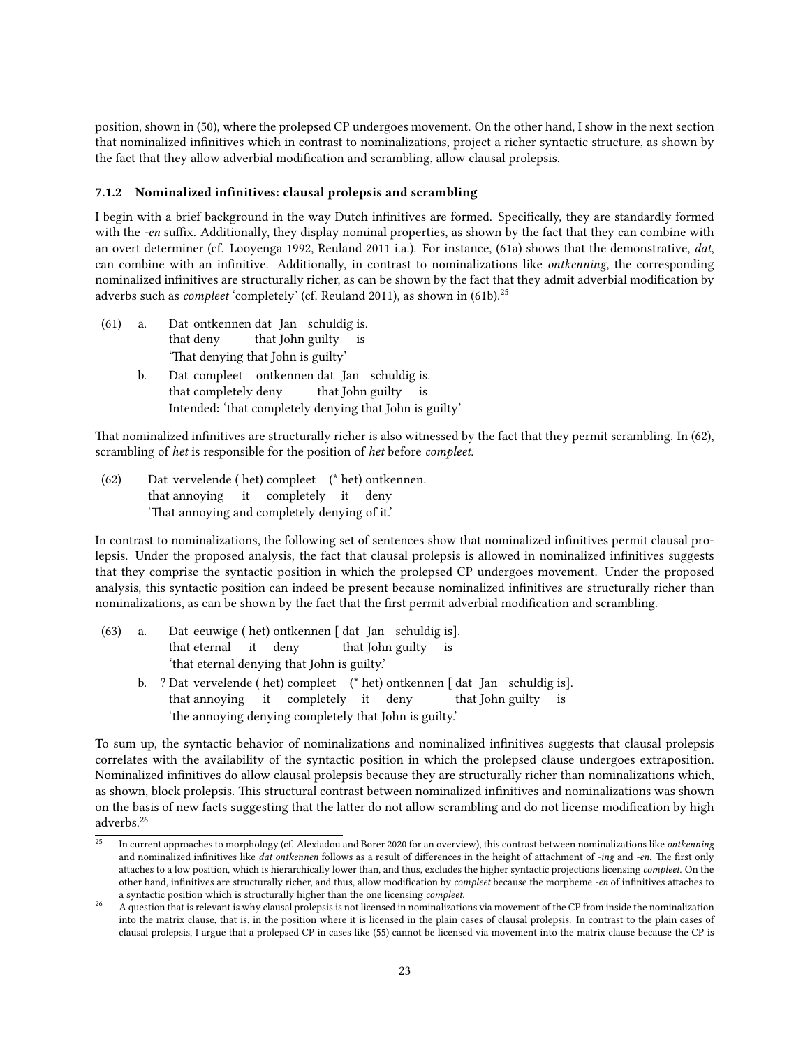position, shown in (50), where the prolepsed CP undergoes movement. On the other hand, I show in the next section that nominalized infinitives which in contrast to nominalizations, project a richer syntactic structure, as shown by the fact that they allow adverbial modification and scrambling, allow clausal prolepsis.

### 7.1.2 Nominalized infinitives: clausal prolepsis and scrambling

I begin with a brief background in the way Dutch infinitives are formed. Specifically, they are standardly formed with the *-en* suffix. Additionally, they display nominal properties, as shown by the fact that they can combine with an overt determiner (cf. Looyenga 1992, Reuland 2011 i.a.). For instance, (61a) shows that the demonstrative, *dat*, can combine with an infinitive. Additionally, in contrast to nominalizations like *ontkenning*, the corresponding nominalized infinitives are structurally richer, as can be shown by the fact that they admit adverbial modification by adverbs such as *compleet* 'completely' (cf. Reuland 2011), as shown in (61b).[25]

(61) a. Dat ontkennen dat Jan schuldig is.
 that deny that John guilty is
 'That denying that John is guilty'

 b. Dat compleet ontkennen dat Jan schuldig is.
 that completely deny that John guilty is
 Intended: 'that completely denying that John is guilty'

That nominalized infinitives are structurally richer is also witnessed by the fact that they permit scrambling. In (62), scrambling of *het* is responsible for the position of *het* before *compleet*.

(62) Dat vervelende ( het) compleet (* het) ontkennen.
 that annoying it completely it deny
 'That annoying and completely denying of it.'

In contrast to nominalizations, the following set of sentences show that nominalized infinitives permit clausal prolepsis. Under the proposed analysis, the fact that clausal prolepsis is allowed in nominalized infinitives suggests that they comprise the syntactic position in which the prolepsed CP undergoes movement. Under the proposed analysis, this syntactic position can indeed be present because nominalized infinitives are structurally richer than nominalizations, as can be shown by the fact that the first permit adverbial modification and scrambling.

(63) a. Dat eeuwige ( het) ontkennen [ dat Jan schuldig is].
 that eternal it deny that John guilty is
 'that eternal denying that John is guilty.'

 b. ? Dat vervelende ( het) compleet (* het) ontkennen [ dat Jan schuldig is].
 that annoying it completely it deny that John guilty is
 'the annoying denying completely that John is guilty.'

To sum up, the syntactic behavior of nominalizations and nominalized infinitives suggests that clausal prolepsis correlates with the availability of the syntactic position in which the prolepsed clause undergoes extraposition. Nominalized infinitives do allow clausal prolepsis because they are structurally richer than nominalizations which, as shown, block prolepsis. This structural contrast between nominalized infinitives and nominalizations was shown on the basis of new facts suggesting that the latter do not allow scrambling and do not license modification by high adverbs.[26]

[25] In current approaches to morphology (cf. Alexiadou and Borer 2020 for an overview), this contrast between nominalizations like *ontkenning* and nominalized infinitives like *dat ontkennen* follows as a result of differences in the height of attachment of *-ing* and *-en*. The first only attaches to a low position, which is hierarchically lower than, and thus, excludes the higher syntactic projections licensing *compleet*. On the other hand, infinitives are structurally richer, and thus, allow modification by *compleet* because the morpheme *-en* of infinitives attaches to a syntactic position which is structurally higher than the one licensing *compleet*.

[26] A question that is relevant is why clausal prolepsis is not licensed in nominalizations via movement of the CP from inside the nominalization into the matrix clause, that is, in the position where it is licensed in the plain cases of clausal prolepsis. In contrast to the plain cases of clausal prolepsis, I argue that a prolepsed CP in cases like (55) cannot be licensed via movement into the matrix clause because the CP is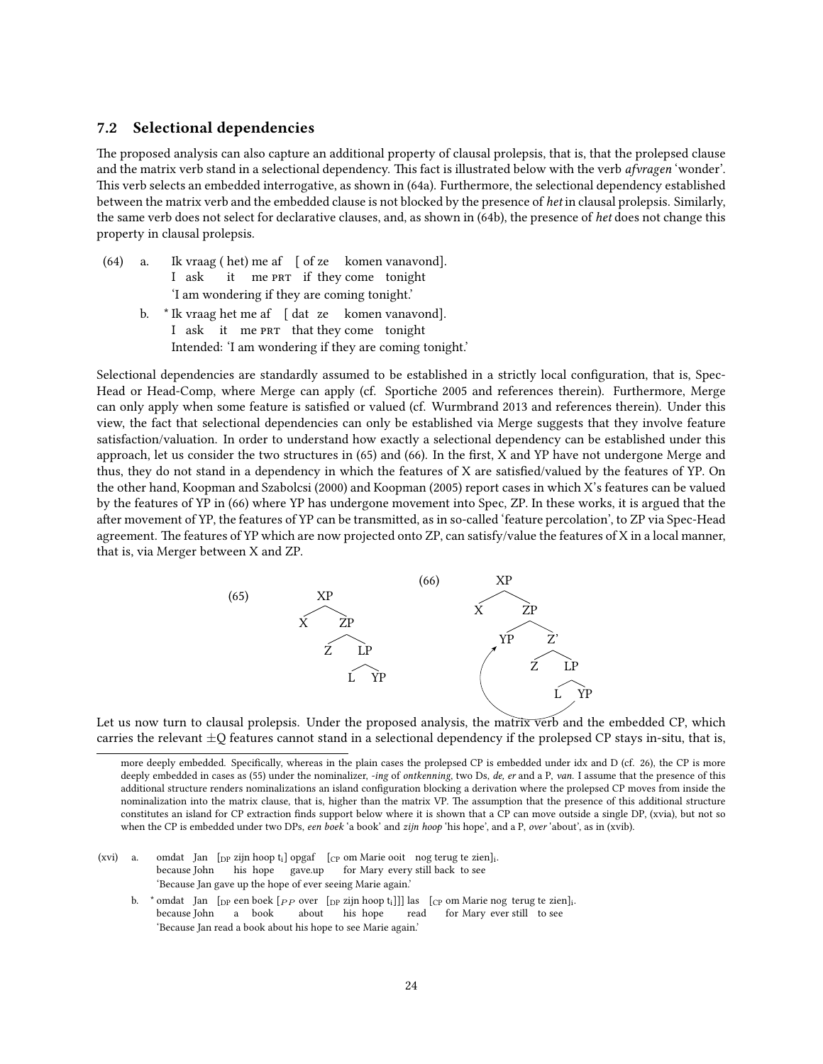### 7.2 Selectional dependencies

The proposed analysis can also capture an additional property of clausal prolepsis, that is, that the prolepsed clause and the matrix verb stand in a selectional dependency. This fact is illustrated below with the verb *afvragen* 'wonder'. This verb selects an embedded interrogative, as shown in (64a). Furthermore, the selectional dependency established between the matrix verb and the embedded clause is not blocked by the presence of *het* in clausal prolepsis. Similarly, the same verb does not select for declarative clauses, and, as shown in (64b), the presence of *het* does not change this property in clausal prolepsis.

(64) a. Ik vraag ( het) me af [ of ze komen vanavond].
I ask it me PRT if they come tonight
'I am wondering if they are coming tonight.'

b. * Ik vraag het me af [ dat ze komen vanavond].
I ask it me PRT that they come tonight
Intended: 'I am wondering if they are coming tonight.'

Selectional dependencies are standardly assumed to be established in a strictly local configuration, that is, Spec-Head or Head-Comp, where Merge can apply (cf. Sportiche 2005 and references therein). Furthermore, Merge can only apply when some feature is satisfied or valued (cf. Wurmbrand 2013 and references therein). Under this view, the fact that selectional dependencies can only be established via Merge suggests that they involve feature satisfaction/valuation. In order to understand how exactly a selectional dependency can be established under this approach, let us consider the two structures in (65) and (66). In the first, X and YP have not undergone Merge and thus, they do not stand in a dependency in which the features of X are satisfied/valued by the features of YP. On the other hand, Koopman and Szabolcsi (2000) and Koopman (2005) report cases in which X's features can be valued by the features of YP in (66) where YP has undergone movement into Spec, ZP. In these works, it is argued that the after movement of YP, the features of YP can be transmitted, as in so-called 'feature percolation', to ZP via Spec-Head agreement. The features of YP which are now projected onto ZP, can satisfy/value the features of X in a local manner, that is, via Merger between X and ZP.

(65) [XP X [ZP Z [LP L YP]]]

(66) [XP X [ZP YP [Z' Z [LP L YP]]]] (YP moves from complement of L to Spec, ZP)

Let us now turn to clausal prolepsis. Under the proposed analysis, the matrix verb and the embedded CP, which carries the relevant ±Q features cannot stand in a selectional dependency if the prolepsed CP stays in-situ, that is,

---

more deeply embedded. Specifically, whereas in the plain cases the prolepsed CP is embedded under idx and D (cf. 26), the CP is more deeply embedded in cases as (55) under the nominalizer, *-ing* of *ontkenning*, two Ds, *de, er* and a P, *van*. I assume that the presence of this additional structure renders nominalizations an island configuration blocking a derivation where the prolepsed CP moves from inside the nominalization into the matrix clause, that is, higher than the matrix VP. The assumption that the presence of this additional structure constitutes an island for CP extraction finds support below where it is shown that a CP can move outside a single DP, (xvia), but not so when the CP is embedded under two DPs, *een boek* 'a book' and *zijn hoop* 'his hope', and a P, *over* 'about', as in (xvib).

(xvi) a. omdat Jan [$_{DP}$ zijn hoop t$_i$] opgaf [$_{CP}$ om Marie ooit nog terug te zien]$_i$.
because John his hope gave.up for Mary every still back to see
'Because Jan gave up the hope of ever seeing Marie again.'

b. * omdat Jan [$_{DP}$ een boek [$_{PP}$ over [$_{DP}$ zijn hoop t$_i$]]] las [$_{CP}$ om Marie nog terug te zien]$_i$.
because John a book about his hope read for Mary ever still to see
'Because Jan read a book about his hope to see Marie again.'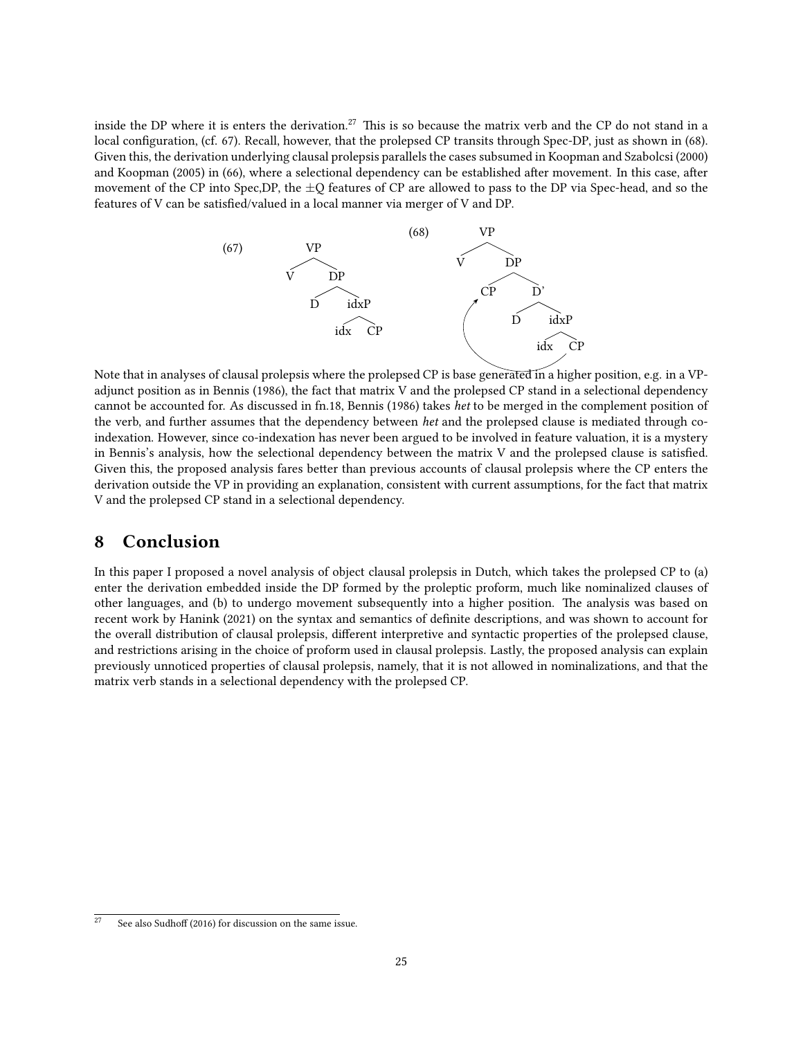inside the DP where it is enters the derivation.[27] This is so because the matrix verb and the CP do not stand in a local configuration, (cf. 67). Recall, however, that the prolepsed CP transits through Spec-DP, just as shown in (68). Given this, the derivation underlying clausal prolepsis parallels the cases subsumed in Koopman and Szabolcsi (2000) and Koopman (2005) in (66), where a selectional dependency can be established after movement. In this case, after movement of the CP into Spec,DP, the $\pm$Q features of CP are allowed to pass to the DP via Spec-head, and so the features of V can be satisfied/valued in a local manner via merger of V and DP.

(67) [VP V [DP D [idxP idx CP]]]

(68) [VP V [DP CP [D' D [idxP idx CP]]]]

Note that in analyses of clausal prolepsis where the prolepsed CP is base generated in a higher position, e.g. in a VP-adjunct position as in Bennis (1986), the fact that matrix V and the prolepsed CP stand in a selectional dependency cannot be accounted for. As discussed in fn.18, Bennis (1986) takes *het* to be merged in the complement position of the verb, and further assumes that the dependency between *het* and the prolepsed clause is mediated through co-indexation. However, since co-indexation has never been argued to be involved in feature valuation, it is a mystery in Bennis's analysis, how the selectional dependency between the matrix V and the prolepsed clause is satisfied. Given this, the proposed analysis fares better than previous accounts of clausal prolepsis where the CP enters the derivation outside the VP in providing an explanation, consistent with current assumptions, for the fact that matrix V and the prolepsed CP stand in a selectional dependency.

## 8 Conclusion

In this paper I proposed a novel analysis of object clausal prolepsis in Dutch, which takes the prolepsed CP to (a) enter the derivation embedded inside the DP formed by the proleptic proform, much like nominalized clauses of other languages, and (b) to undergo movement subsequently into a higher position. The analysis was based on recent work by Hanink (2021) on the syntax and semantics of definite descriptions, and was shown to account for the overall distribution of clausal prolepsis, different interpretive and syntactic properties of the prolepsed clause, and restrictions arising in the choice of proform used in clausal prolepsis. Lastly, the proposed analysis can explain previously unnoticed properties of clausal prolepsis, namely, that it is not allowed in nominalizations, and that the matrix verb stands in a selectional dependency with the prolepsed CP.

[27] See also Sudhoff (2016) for discussion on the same issue.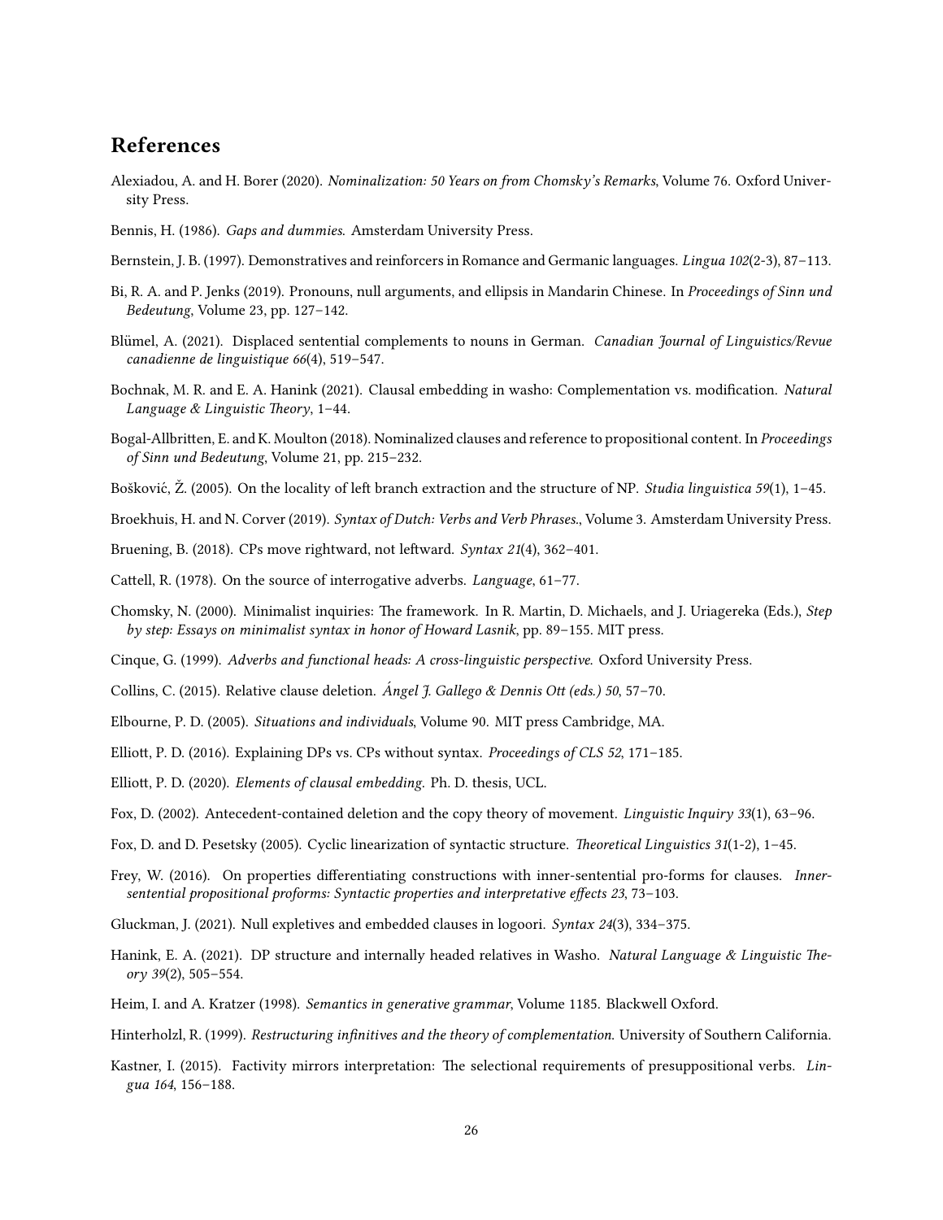## References

Alexiadou, A. and H. Borer (2020). *Nominalization: 50 Years on from Chomsky's Remarks*, Volume 76. Oxford University Press.

Bennis, H. (1986). *Gaps and dummies*. Amsterdam University Press.

Bernstein, J. B. (1997). Demonstratives and reinforcers in Romance and Germanic languages. *Lingua 102*(2-3), 87–113.

Bi, R. A. and P. Jenks (2019). Pronouns, null arguments, and ellipsis in Mandarin Chinese. In *Proceedings of Sinn und Bedeutung*, Volume 23, pp. 127–142.

Blümel, A. (2021). Displaced sentential complements to nouns in German. *Canadian Journal of Linguistics/Revue canadienne de linguistique 66*(4), 519–547.

Bochnak, M. R. and E. A. Hanink (2021). Clausal embedding in washo: Complementation vs. modification. *Natural Language & Linguistic Theory*, 1–44.

Bogal-Allbritten, E. and K. Moulton (2018). Nominalized clauses and reference to propositional content. In *Proceedings of Sinn und Bedeutung*, Volume 21, pp. 215–232.

Bošković, Ž. (2005). On the locality of left branch extraction and the structure of NP. *Studia linguistica 59*(1), 1–45.

Broekhuis, H. and N. Corver (2019). *Syntax of Dutch: Verbs and Verb Phrases.*, Volume 3. Amsterdam University Press.

Bruening, B. (2018). CPs move rightward, not leftward. *Syntax 21*(4), 362–401.

Cattell, R. (1978). On the source of interrogative adverbs. *Language*, 61–77.

Chomsky, N. (2000). Minimalist inquiries: The framework. In R. Martin, D. Michaels, and J. Uriagereka (Eds.), *Step by step: Essays on minimalist syntax in honor of Howard Lasnik*, pp. 89–155. MIT press.

Cinque, G. (1999). *Adverbs and functional heads: A cross-linguistic perspective*. Oxford University Press.

Collins, C. (2015). Relative clause deletion. *Ángel J. Gallego & Dennis Ott (eds.) 50*, 57–70.

Elbourne, P. D. (2005). *Situations and individuals*, Volume 90. MIT press Cambridge, MA.

Elliott, P. D. (2016). Explaining DPs vs. CPs without syntax. *Proceedings of CLS 52*, 171–185.

Elliott, P. D. (2020). *Elements of clausal embedding*. Ph. D. thesis, UCL.

Fox, D. (2002). Antecedent-contained deletion and the copy theory of movement. *Linguistic Inquiry 33*(1), 63–96.

Fox, D. and D. Pesetsky (2005). Cyclic linearization of syntactic structure. *Theoretical Linguistics 31*(1-2), 1–45.

Frey, W. (2016). On properties differentiating constructions with inner-sentential pro-forms for clauses. *Inner-sentential propositional proforms: Syntactic properties and interpretative effects 23*, 73–103.

Gluckman, J. (2021). Null expletives and embedded clauses in logoori. *Syntax 24*(3), 334–375.

Hanink, E. A. (2021). DP structure and internally headed relatives in Washo. *Natural Language & Linguistic Theory 39*(2), 505–554.

Heim, I. and A. Kratzer (1998). *Semantics in generative grammar*, Volume 1185. Blackwell Oxford.

Hinterholzl, R. (1999). *Restructuring infinitives and the theory of complementation*. University of Southern California.

Kastner, I. (2015). Factivity mirrors interpretation: The selectional requirements of presuppositional verbs. *Lingua 164*, 156–188.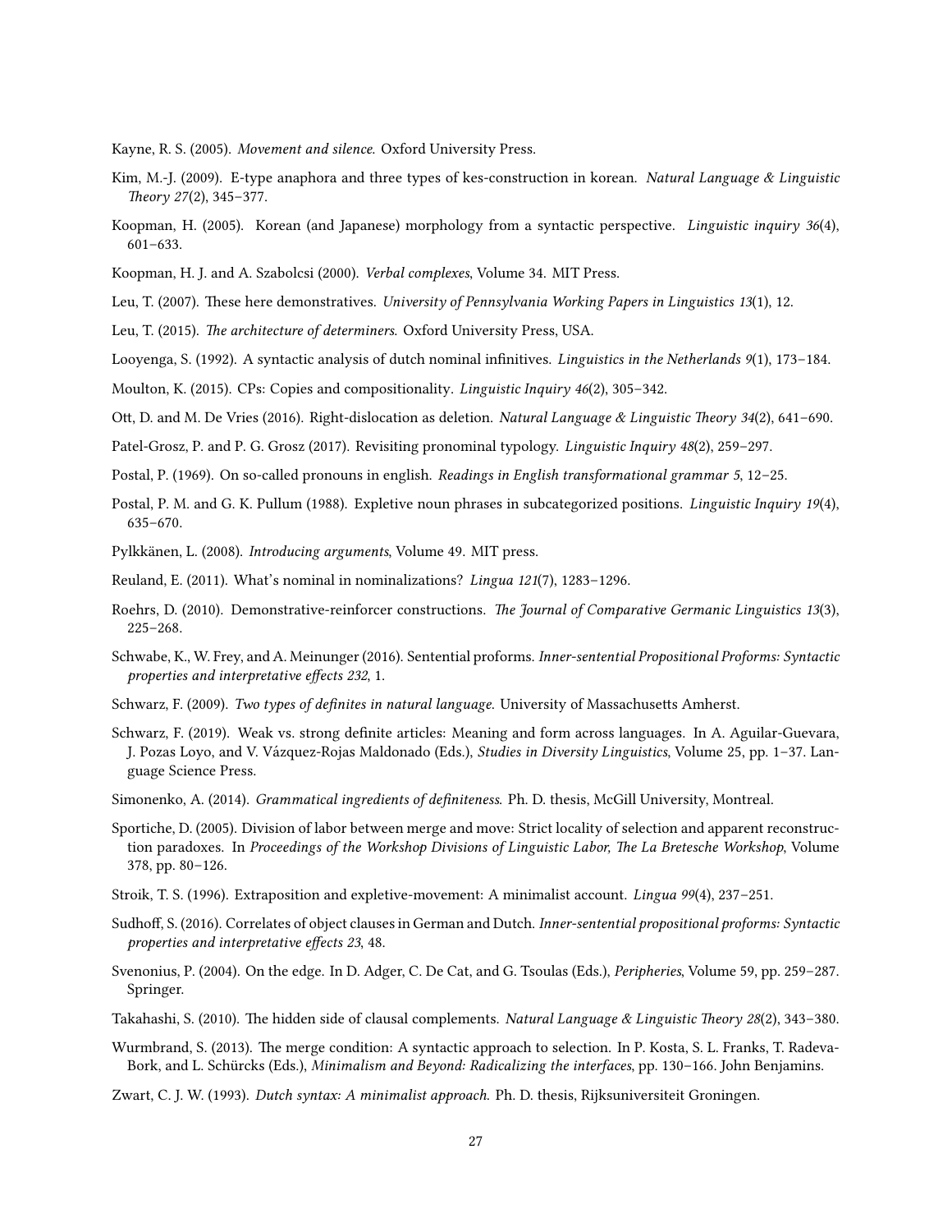Kayne, R. S. (2005). *Movement and silence.* Oxford University Press.

Kim, M.-J. (2009). E-type anaphora and three types of kes-construction in korean. *Natural Language & Linguistic Theory 27*(2), 345–377.

Koopman, H. (2005). Korean (and Japanese) morphology from a syntactic perspective. *Linguistic inquiry 36*(4), 601–633.

Koopman, H. J. and A. Szabolcsi (2000). *Verbal complexes*, Volume 34. MIT Press.

Leu, T. (2007). These here demonstratives. *University of Pennsylvania Working Papers in Linguistics 13*(1), 12.

Leu, T. (2015). *The architecture of determiners.* Oxford University Press, USA.

Looyenga, S. (1992). A syntactic analysis of dutch nominal infinitives. *Linguistics in the Netherlands 9*(1), 173–184.

Moulton, K. (2015). CPs: Copies and compositionality. *Linguistic Inquiry 46*(2), 305–342.

Ott, D. and M. De Vries (2016). Right-dislocation as deletion. *Natural Language & Linguistic Theory 34*(2), 641–690.

Patel-Grosz, P. and P. G. Grosz (2017). Revisiting pronominal typology. *Linguistic Inquiry 48*(2), 259–297.

Postal, P. (1969). On so-called pronouns in english. *Readings in English transformational grammar 5*, 12–25.

Postal, P. M. and G. K. Pullum (1988). Expletive noun phrases in subcategorized positions. *Linguistic Inquiry 19*(4), 635–670.

Pylkkänen, L. (2008). *Introducing arguments*, Volume 49. MIT press.

Reuland, E. (2011). What's nominal in nominalizations? *Lingua 121*(7), 1283–1296.

Roehrs, D. (2010). Demonstrative-reinforcer constructions. *The Journal of Comparative Germanic Linguistics 13*(3), 225–268.

Schwabe, K., W. Frey, and A. Meinunger (2016). Sentential proforms. *Inner-sentential Propositional Proforms: Syntactic properties and interpretative effects 232*, 1.

Schwarz, F. (2009). *Two types of definites in natural language.* University of Massachusetts Amherst.

Schwarz, F. (2019). Weak vs. strong definite articles: Meaning and form across languages. In A. Aguilar-Guevara, J. Pozas Loyo, and V. Vázquez-Rojas Maldonado (Eds.), *Studies in Diversity Linguistics*, Volume 25, pp. 1–37. Language Science Press.

Simonenko, A. (2014). *Grammatical ingredients of definiteness.* Ph. D. thesis, McGill University, Montreal.

Sportiche, D. (2005). Division of labor between merge and move: Strict locality of selection and apparent reconstruction paradoxes. In *Proceedings of the Workshop Divisions of Linguistic Labor, The La Bretesche Workshop*, Volume 378, pp. 80–126.

Stroik, T. S. (1996). Extraposition and expletive-movement: A minimalist account. *Lingua 99*(4), 237–251.

Sudhoff, S. (2016). Correlates of object clauses in German and Dutch. *Inner-sentential propositional proforms: Syntactic properties and interpretative effects 23*, 48.

Svenonius, P. (2004). On the edge. In D. Adger, C. De Cat, and G. Tsoulas (Eds.), *Peripheries*, Volume 59, pp. 259–287. Springer.

Takahashi, S. (2010). The hidden side of clausal complements. *Natural Language & Linguistic Theory 28*(2), 343–380.

Wurmbrand, S. (2013). The merge condition: A syntactic approach to selection. In P. Kosta, S. L. Franks, T. Radeva-Bork, and L. Schürcks (Eds.), *Minimalism and Beyond: Radicalizing the interfaces*, pp. 130–166. John Benjamins.

Zwart, C. J. W. (1993). *Dutch syntax: A minimalist approach.* Ph. D. thesis, Rijksuniversiteit Groningen.